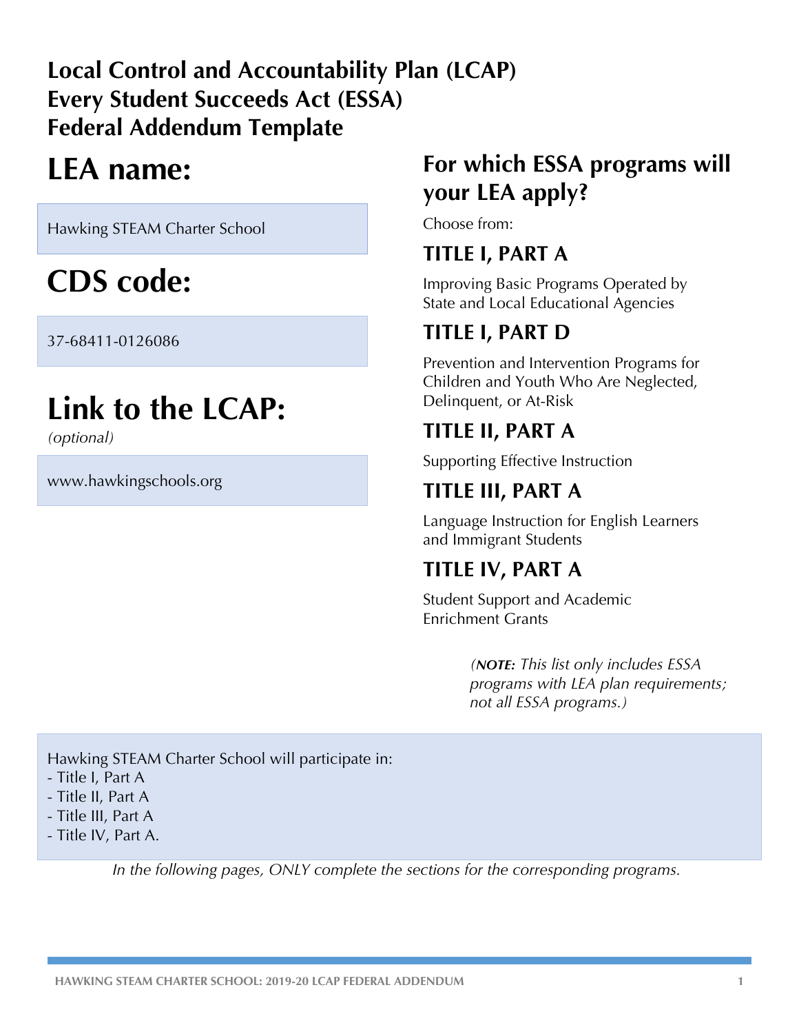**Local Control and Accountability Plan (LCAP)**
**Every Student Succeeds Act (ESSA)**
**Federal Addendum Template**

# LEA name:

Hawking STEAM Charter School

# CDS code:

37-68411-0126086

# Link to the LCAP:

*(optional)*

www.hawkingschools.org

## For which ESSA programs will your LEA apply?

Choose from:

### TITLE I, PART A

Improving Basic Programs Operated by State and Local Educational Agencies

### TITLE I, PART D

Prevention and Intervention Programs for Children and Youth Who Are Neglected, Delinquent, or At-Risk

### TITLE II, PART A

Supporting Effective Instruction

### TITLE III, PART A

Language Instruction for English Learners and Immigrant Students

### TITLE IV, PART A

Student Support and Academic Enrichment Grants

*(**NOTE:** This list only includes ESSA programs with LEA plan requirements; not all ESSA programs.)*

Hawking STEAM Charter School will participate in:
- Title I, Part A
- Title II, Part A
- Title III, Part A
- Title IV, Part A.

*In the following pages, ONLY complete the sections for the corresponding programs.*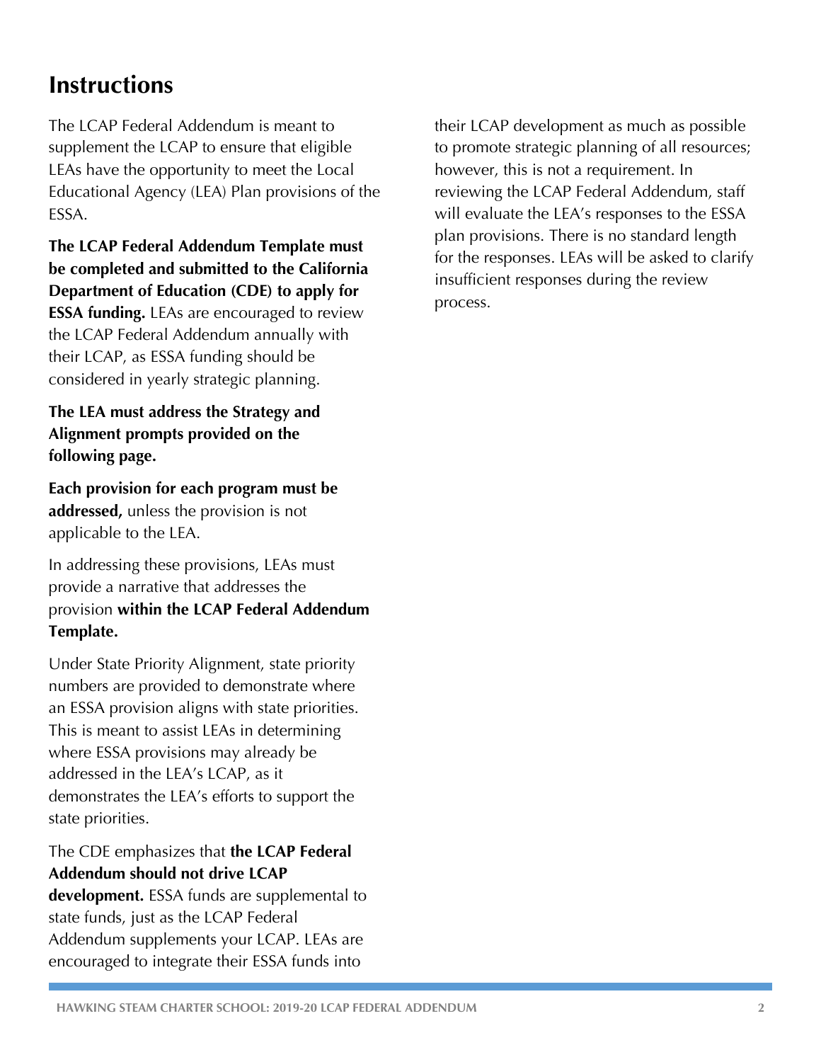## Instructions

The LCAP Federal Addendum is meant to supplement the LCAP to ensure that eligible LEAs have the opportunity to meet the Local Educational Agency (LEA) Plan provisions of the ESSA.

**The LCAP Federal Addendum Template must be completed and submitted to the California Department of Education (CDE) to apply for ESSA funding.** LEAs are encouraged to review the LCAP Federal Addendum annually with their LCAP, as ESSA funding should be considered in yearly strategic planning.

**The LEA must address the Strategy and Alignment prompts provided on the following page.**

**Each provision for each program must be addressed,** unless the provision is not applicable to the LEA.

In addressing these provisions, LEAs must provide a narrative that addresses the provision **within the LCAP Federal Addendum Template.**

Under State Priority Alignment, state priority numbers are provided to demonstrate where an ESSA provision aligns with state priorities. This is meant to assist LEAs in determining where ESSA provisions may already be addressed in the LEA's LCAP, as it demonstrates the LEA's efforts to support the state priorities.

The CDE emphasizes that **the LCAP Federal Addendum should not drive LCAP development.** ESSA funds are supplemental to state funds, just as the LCAP Federal Addendum supplements your LCAP. LEAs are encouraged to integrate their ESSA funds into their LCAP development as much as possible to promote strategic planning of all resources; however, this is not a requirement. In reviewing the LCAP Federal Addendum, staff will evaluate the LEA's responses to the ESSA plan provisions. There is no standard length for the responses. LEAs will be asked to clarify insufficient responses during the review process.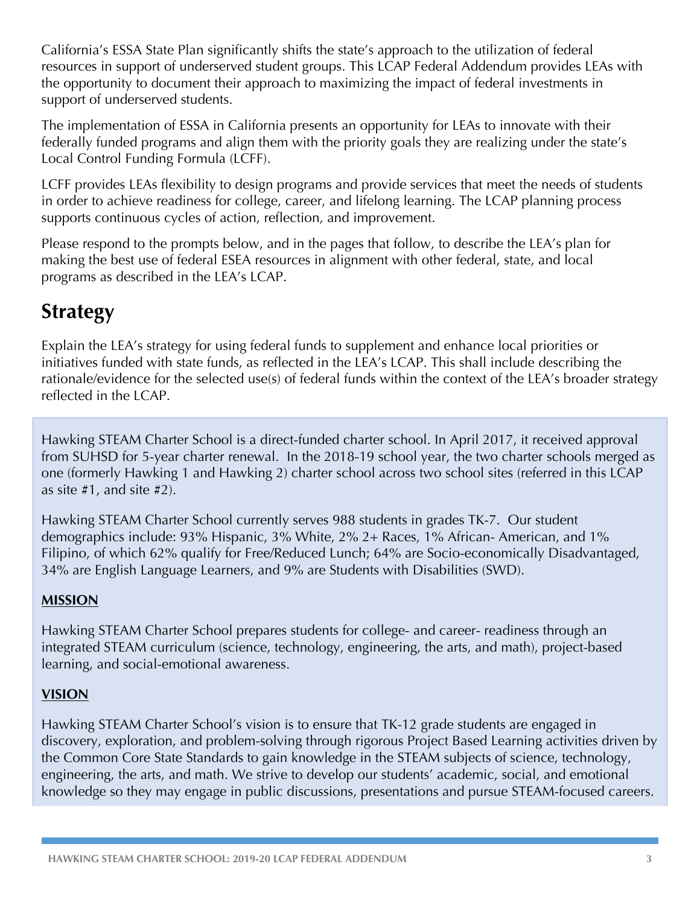California's ESSA State Plan significantly shifts the state's approach to the utilization of federal resources in support of underserved student groups. This LCAP Federal Addendum provides LEAs with the opportunity to document their approach to maximizing the impact of federal investments in support of underserved students.

The implementation of ESSA in California presents an opportunity for LEAs to innovate with their federally funded programs and align them with the priority goals they are realizing under the state's Local Control Funding Formula (LCFF).

LCFF provides LEAs flexibility to design programs and provide services that meet the needs of students in order to achieve readiness for college, career, and lifelong learning. The LCAP planning process supports continuous cycles of action, reflection, and improvement.

Please respond to the prompts below, and in the pages that follow, to describe the LEA's plan for making the best use of federal ESEA resources in alignment with other federal, state, and local programs as described in the LEA's LCAP.

# Strategy

Explain the LEA's strategy for using federal funds to supplement and enhance local priorities or initiatives funded with state funds, as reflected in the LEA's LCAP. This shall include describing the rationale/evidence for the selected use(s) of federal funds within the context of the LEA's broader strategy reflected in the LCAP.

Hawking STEAM Charter School is a direct-funded charter school. In April 2017, it received approval from SUHSD for 5-year charter renewal. In the 2018-19 school year, the two charter schools merged as one (formerly Hawking 1 and Hawking 2) charter school across two school sites (referred in this LCAP as site #1, and site #2).

Hawking STEAM Charter School currently serves 988 students in grades TK-7. Our student demographics include: 93% Hispanic, 3% White, 2% 2+ Races, 1% African- American, and 1% Filipino, of which 62% qualify for Free/Reduced Lunch; 64% are Socio-economically Disadvantaged, 34% are English Language Learners, and 9% are Students with Disabilities (SWD).

**MISSION**

Hawking STEAM Charter School prepares students for college- and career- readiness through an integrated STEAM curriculum (science, technology, engineering, the arts, and math), project-based learning, and social-emotional awareness.

**VISION**

Hawking STEAM Charter School's vision is to ensure that TK-12 grade students are engaged in discovery, exploration, and problem-solving through rigorous Project Based Learning activities driven by the Common Core State Standards to gain knowledge in the STEAM subjects of science, technology, engineering, the arts, and math. We strive to develop our students' academic, social, and emotional knowledge so they may engage in public discussions, presentations and pursue STEAM-focused careers.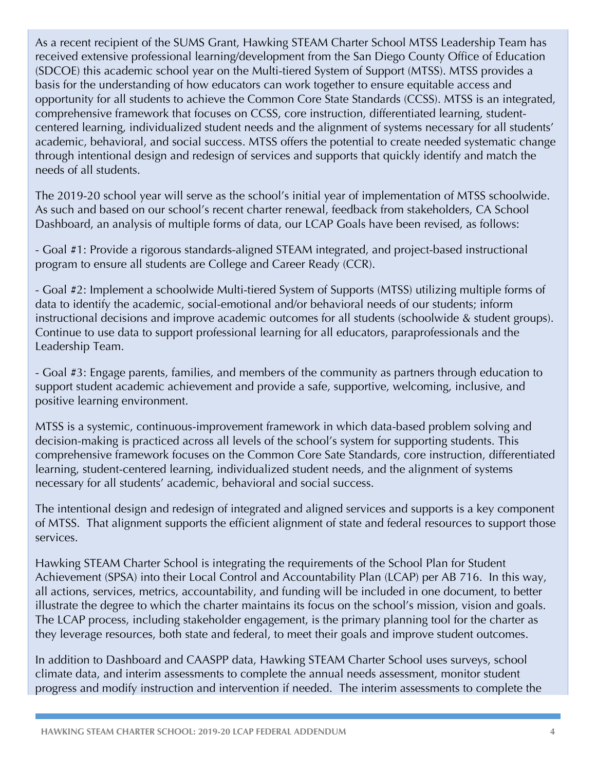As a recent recipient of the SUMS Grant, Hawking STEAM Charter School MTSS Leadership Team has received extensive professional learning/development from the San Diego County Office of Education (SDCOE) this academic school year on the Multi-tiered System of Support (MTSS). MTSS provides a basis for the understanding of how educators can work together to ensure equitable access and opportunity for all students to achieve the Common Core State Standards (CCSS). MTSS is an integrated, comprehensive framework that focuses on CCSS, core instruction, differentiated learning, student-centered learning, individualized student needs and the alignment of systems necessary for all students' academic, behavioral, and social success. MTSS offers the potential to create needed systematic change through intentional design and redesign of services and supports that quickly identify and match the needs of all students.

The 2019-20 school year will serve as the school's initial year of implementation of MTSS schoolwide. As such and based on our school's recent charter renewal, feedback from stakeholders, CA School Dashboard, an analysis of multiple forms of data, our LCAP Goals have been revised, as follows:

- Goal #1: Provide a rigorous standards-aligned STEAM integrated, and project-based instructional program to ensure all students are College and Career Ready (CCR).

- Goal #2: Implement a schoolwide Multi-tiered System of Supports (MTSS) utilizing multiple forms of data to identify the academic, social-emotional and/or behavioral needs of our students; inform instructional decisions and improve academic outcomes for all students (schoolwide & student groups). Continue to use data to support professional learning for all educators, paraprofessionals and the Leadership Team.

- Goal #3: Engage parents, families, and members of the community as partners through education to support student academic achievement and provide a safe, supportive, welcoming, inclusive, and positive learning environment.

MTSS is a systemic, continuous-improvement framework in which data-based problem solving and decision-making is practiced across all levels of the school's system for supporting students. This comprehensive framework focuses on the Common Core Sate Standards, core instruction, differentiated learning, student-centered learning, individualized student needs, and the alignment of systems necessary for all students' academic, behavioral and social success.

The intentional design and redesign of integrated and aligned services and supports is a key component of MTSS. That alignment supports the efficient alignment of state and federal resources to support those services.

Hawking STEAM Charter School is integrating the requirements of the School Plan for Student Achievement (SPSA) into their Local Control and Accountability Plan (LCAP) per AB 716. In this way, all actions, services, metrics, accountability, and funding will be included in one document, to better illustrate the degree to which the charter maintains its focus on the school's mission, vision and goals. The LCAP process, including stakeholder engagement, is the primary planning tool for the charter as they leverage resources, both state and federal, to meet their goals and improve student outcomes.

In addition to Dashboard and CAASPP data, Hawking STEAM Charter School uses surveys, school climate data, and interim assessments to complete the annual needs assessment, monitor student progress and modify instruction and intervention if needed. The interim assessments to complete the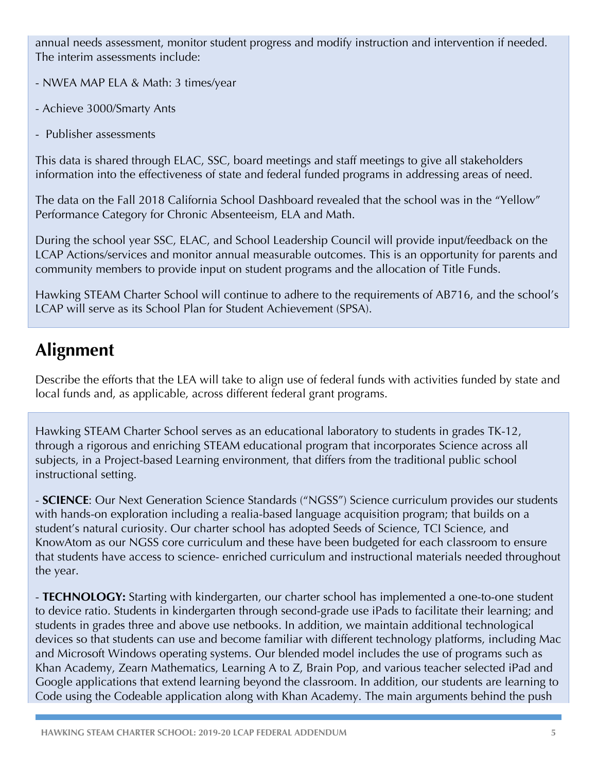annual needs assessment, monitor student progress and modify instruction and intervention if needed. The interim assessments include:

- NWEA MAP ELA & Math: 3 times/year

- Achieve 3000/Smarty Ants

- Publisher assessments

This data is shared through ELAC, SSC, board meetings and staff meetings to give all stakeholders information into the effectiveness of state and federal funded programs in addressing areas of need.

The data on the Fall 2018 California School Dashboard revealed that the school was in the "Yellow" Performance Category for Chronic Absenteeism, ELA and Math.

During the school year SSC, ELAC, and School Leadership Council will provide input/feedback on the LCAP Actions/services and monitor annual measurable outcomes. This is an opportunity for parents and community members to provide input on student programs and the allocation of Title Funds.

Hawking STEAM Charter School will continue to adhere to the requirements of AB716, and the school's LCAP will serve as its School Plan for Student Achievement (SPSA).

## Alignment

Describe the efforts that the LEA will take to align use of federal funds with activities funded by state and local funds and, as applicable, across different federal grant programs.

Hawking STEAM Charter School serves as an educational laboratory to students in grades TK-12, through a rigorous and enriching STEAM educational program that incorporates Science across all subjects, in a Project-based Learning environment, that differs from the traditional public school instructional setting.

- **SCIENCE**: Our Next Generation Science Standards ("NGSS") Science curriculum provides our students with hands-on exploration including a realia-based language acquisition program; that builds on a student's natural curiosity. Our charter school has adopted Seeds of Science, TCI Science, and KnowAtom as our NGSS core curriculum and these have been budgeted for each classroom to ensure that students have access to science- enriched curriculum and instructional materials needed throughout the year.

- **TECHNOLOGY:** Starting with kindergarten, our charter school has implemented a one-to-one student to device ratio. Students in kindergarten through second-grade use iPads to facilitate their learning; and students in grades three and above use netbooks. In addition, we maintain additional technological devices so that students can use and become familiar with different technology platforms, including Mac and Microsoft Windows operating systems. Our blended model includes the use of programs such as Khan Academy, Zearn Mathematics, Learning A to Z, Brain Pop, and various teacher selected iPad and Google applications that extend learning beyond the classroom. In addition, our students are learning to Code using the Codeable application along with Khan Academy. The main arguments behind the push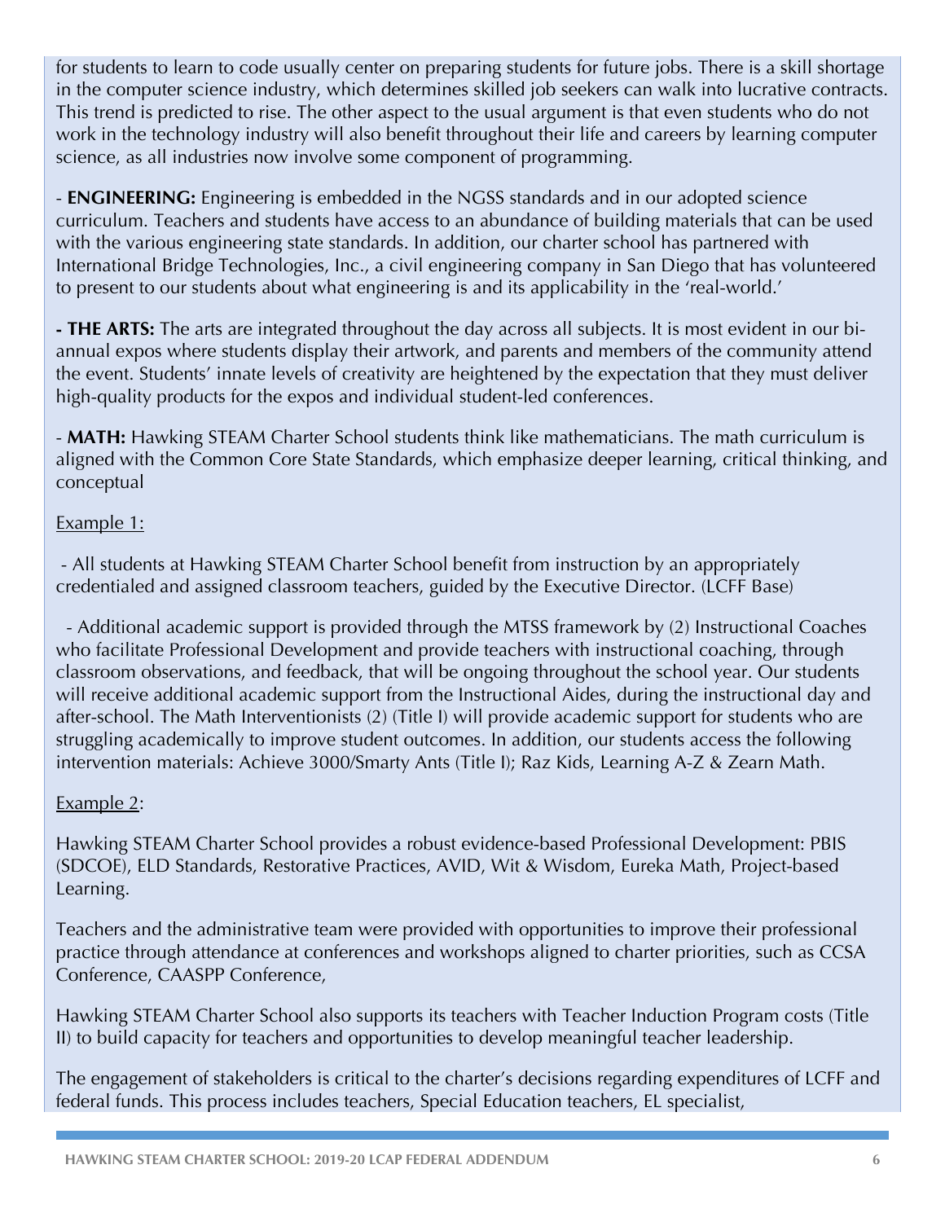for students to learn to code usually center on preparing students for future jobs. There is a skill shortage in the computer science industry, which determines skilled job seekers can walk into lucrative contracts. This trend is predicted to rise. The other aspect to the usual argument is that even students who do not work in the technology industry will also benefit throughout their life and careers by learning computer science, as all industries now involve some component of programming.

- **ENGINEERING:** Engineering is embedded in the NGSS standards and in our adopted science curriculum. Teachers and students have access to an abundance of building materials that can be used with the various engineering state standards. In addition, our charter school has partnered with International Bridge Technologies, Inc., a civil engineering company in San Diego that has volunteered to present to our students about what engineering is and its applicability in the 'real-world.'

**- THE ARTS:** The arts are integrated throughout the day across all subjects. It is most evident in our bi-annual expos where students display their artwork, and parents and members of the community attend the event. Students' innate levels of creativity are heightened by the expectation that they must deliver high-quality products for the expos and individual student-led conferences.

- **MATH:** Hawking STEAM Charter School students think like mathematicians. The math curriculum is aligned with the Common Core State Standards, which emphasize deeper learning, critical thinking, and conceptual

Example 1:

- All students at Hawking STEAM Charter School benefit from instruction by an appropriately credentialed and assigned classroom teachers, guided by the Executive Director. (LCFF Base)

- Additional academic support is provided through the MTSS framework by (2) Instructional Coaches who facilitate Professional Development and provide teachers with instructional coaching, through classroom observations, and feedback, that will be ongoing throughout the school year. Our students will receive additional academic support from the Instructional Aides, during the instructional day and after-school. The Math Interventionists (2) (Title I) will provide academic support for students who are struggling academically to improve student outcomes. In addition, our students access the following intervention materials: Achieve 3000/Smarty Ants (Title I); Raz Kids, Learning A-Z & Zearn Math.

Example 2:

Hawking STEAM Charter School provides a robust evidence-based Professional Development: PBIS (SDCOE), ELD Standards, Restorative Practices, AVID, Wit & Wisdom, Eureka Math, Project-based Learning.

Teachers and the administrative team were provided with opportunities to improve their professional practice through attendance at conferences and workshops aligned to charter priorities, such as CCSA Conference, CAASPP Conference,

Hawking STEAM Charter School also supports its teachers with Teacher Induction Program costs (Title II) to build capacity for teachers and opportunities to develop meaningful teacher leadership.

The engagement of stakeholders is critical to the charter's decisions regarding expenditures of LCFF and federal funds. This process includes teachers, Special Education teachers, EL specialist,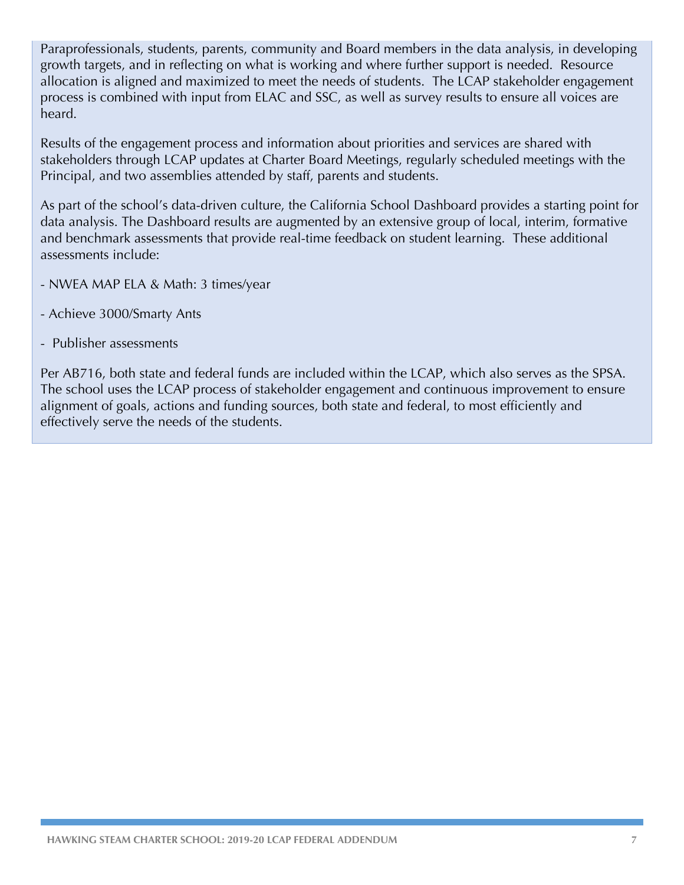Paraprofessionals, students, parents, community and Board members in the data analysis, in developing growth targets, and in reflecting on what is working and where further support is needed. Resource allocation is aligned and maximized to meet the needs of students. The LCAP stakeholder engagement process is combined with input from ELAC and SSC, as well as survey results to ensure all voices are heard.

Results of the engagement process and information about priorities and services are shared with stakeholders through LCAP updates at Charter Board Meetings, regularly scheduled meetings with the Principal, and two assemblies attended by staff, parents and students.

As part of the school's data-driven culture, the California School Dashboard provides a starting point for data analysis. The Dashboard results are augmented by an extensive group of local, interim, formative and benchmark assessments that provide real-time feedback on student learning. These additional assessments include:

- NWEA MAP ELA & Math: 3 times/year
- Achieve 3000/Smarty Ants
- Publisher assessments

Per AB716, both state and federal funds are included within the LCAP, which also serves as the SPSA. The school uses the LCAP process of stakeholder engagement and continuous improvement to ensure alignment of goals, actions and funding sources, both state and federal, to most efficiently and effectively serve the needs of the students.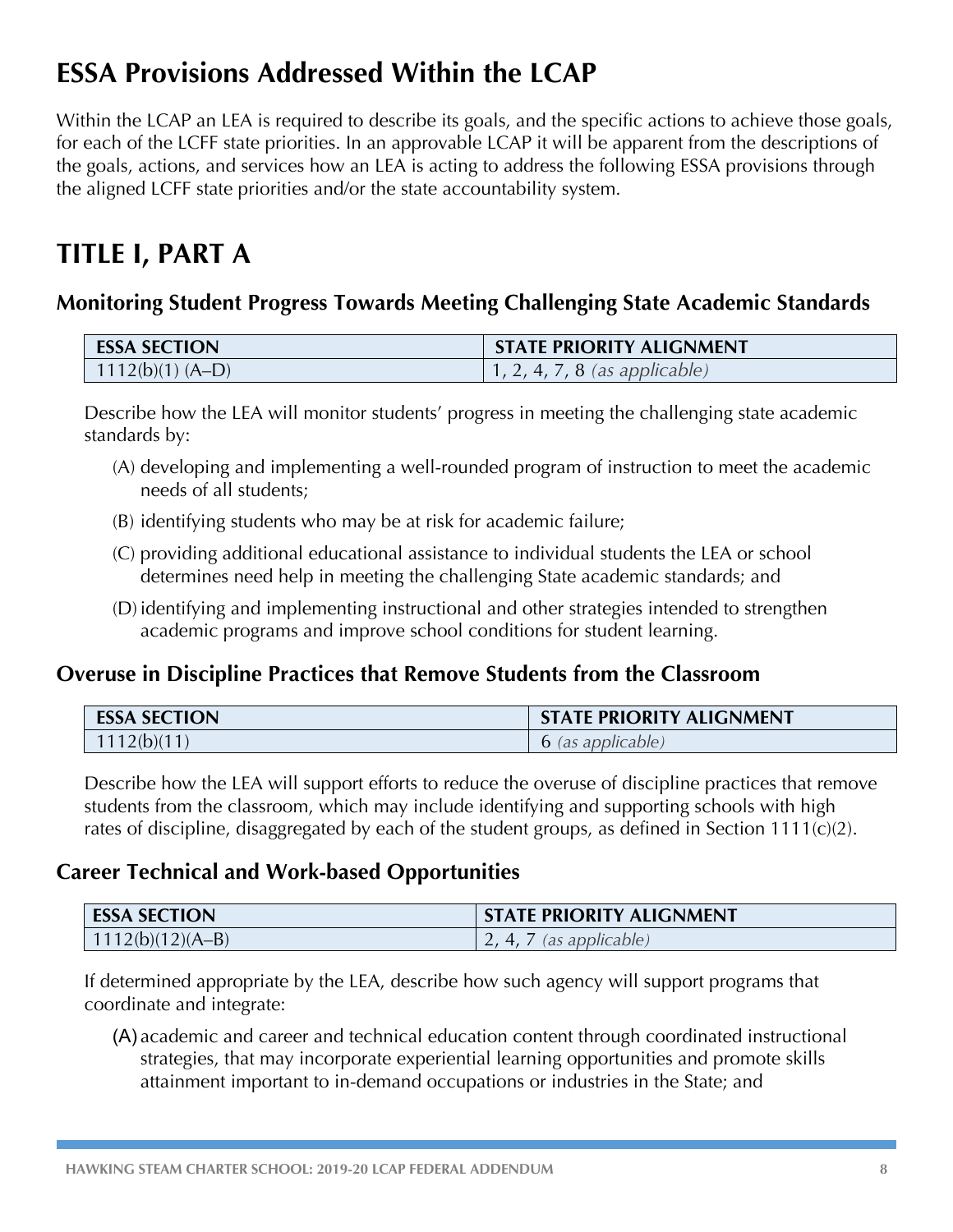# ESSA Provisions Addressed Within the LCAP

Within the LCAP an LEA is required to describe its goals, and the specific actions to achieve those goals, for each of the LCFF state priorities. In an approvable LCAP it will be apparent from the descriptions of the goals, actions, and services how an LEA is acting to address the following ESSA provisions through the aligned LCFF state priorities and/or the state accountability system.

# TITLE I, PART A

### Monitoring Student Progress Towards Meeting Challenging State Academic Standards

| ESSA SECTION | STATE PRIORITY ALIGNMENT |
|---|---|
| 1112(b)(1) (A–D) | 1, 2, 4, 7, 8 *(as applicable)* |

Describe how the LEA will monitor students' progress in meeting the challenging state academic standards by:

(A) developing and implementing a well-rounded program of instruction to meet the academic needs of all students;

(B) identifying students who may be at risk for academic failure;

(C) providing additional educational assistance to individual students the LEA or school determines need help in meeting the challenging State academic standards; and

(D) identifying and implementing instructional and other strategies intended to strengthen academic programs and improve school conditions for student learning.

### Overuse in Discipline Practices that Remove Students from the Classroom

| ESSA SECTION | STATE PRIORITY ALIGNMENT |
|---|---|
| 1112(b)(11) | 6 *(as applicable)* |

Describe how the LEA will support efforts to reduce the overuse of discipline practices that remove students from the classroom, which may include identifying and supporting schools with high rates of discipline, disaggregated by each of the student groups, as defined in Section 1111(c)(2).

### Career Technical and Work-based Opportunities

| ESSA SECTION | STATE PRIORITY ALIGNMENT |
|---|---|
| 1112(b)(12)(A–B) | 2, 4, 7 *(as applicable)* |

If determined appropriate by the LEA, describe how such agency will support programs that coordinate and integrate:

(A) academic and career and technical education content through coordinated instructional strategies, that may incorporate experiential learning opportunities and promote skills attainment important to in-demand occupations or industries in the State; and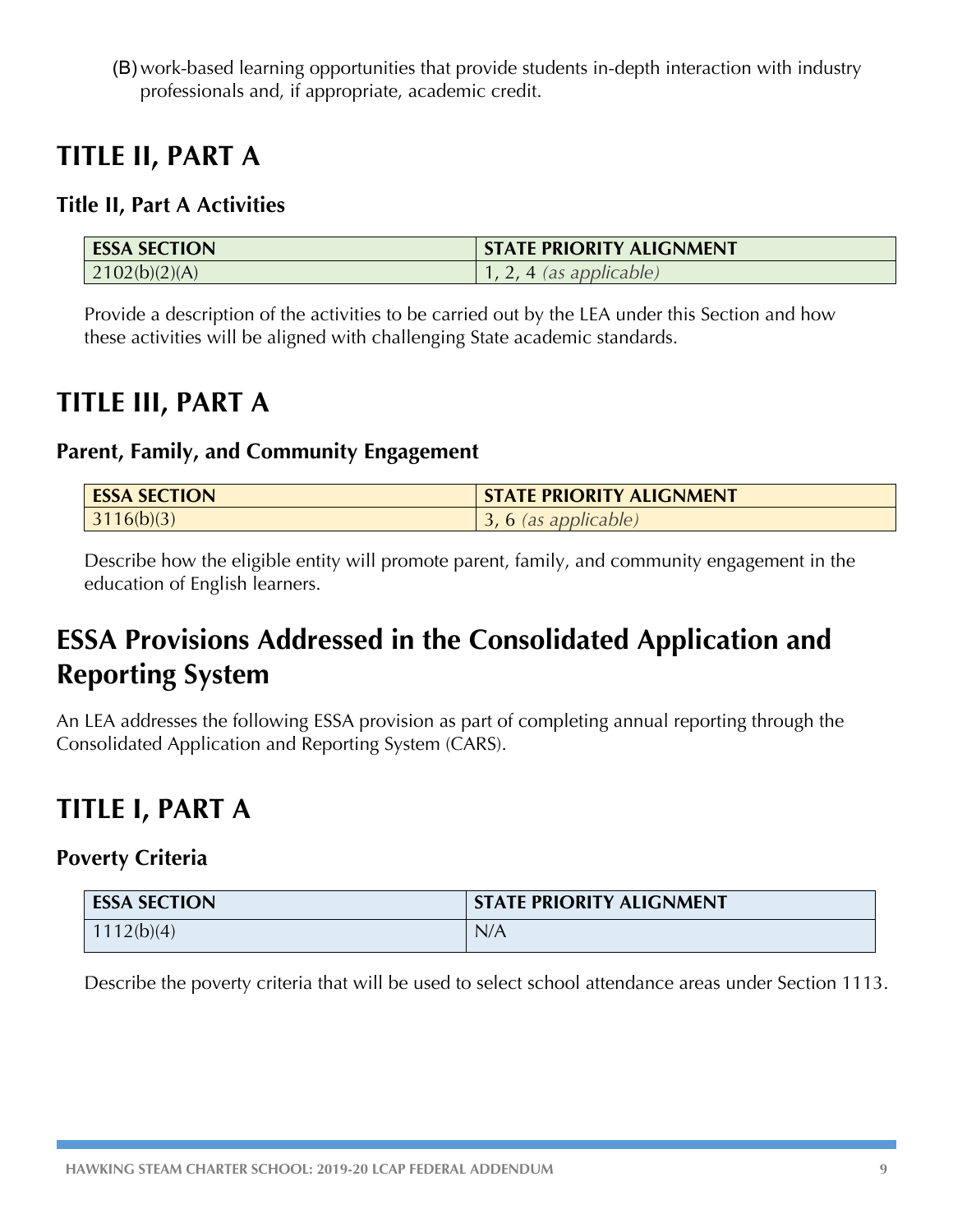(B) work-based learning opportunities that provide students in-depth interaction with industry professionals and, if appropriate, academic credit.

# TITLE II, PART A

### Title II, Part A Activities

| ESSA SECTION | STATE PRIORITY ALIGNMENT |
|---|---|
| 2102(b)(2)(A) | 1, 2, 4 *(as applicable)* |

Provide a description of the activities to be carried out by the LEA under this Section and how these activities will be aligned with challenging State academic standards.

# TITLE III, PART A

### Parent, Family, and Community Engagement

| ESSA SECTION | STATE PRIORITY ALIGNMENT |
|---|---|
| 3116(b)(3) | 3, 6 *(as applicable)* |

Describe how the eligible entity will promote parent, family, and community engagement in the education of English learners.

# ESSA Provisions Addressed in the Consolidated Application and Reporting System

An LEA addresses the following ESSA provision as part of completing annual reporting through the Consolidated Application and Reporting System (CARS).

# TITLE I, PART A

### Poverty Criteria

| ESSA SECTION | STATE PRIORITY ALIGNMENT |
|---|---|
| 1112(b)(4) | N/A |

Describe the poverty criteria that will be used to select school attendance areas under Section 1113.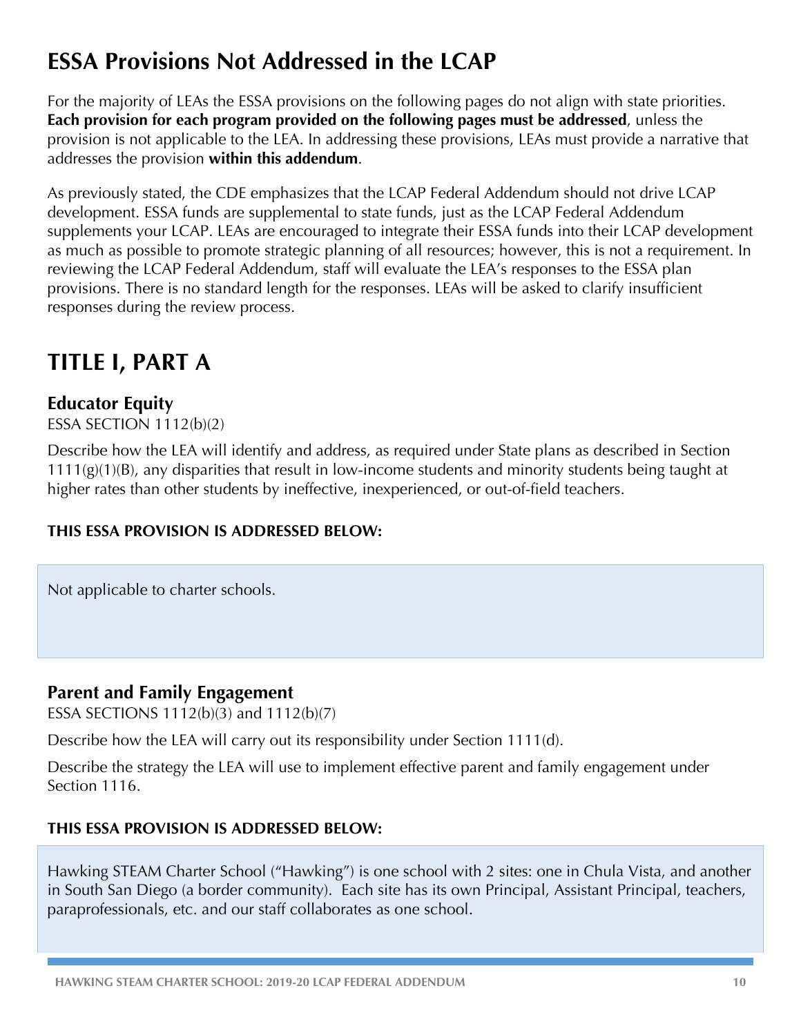# ESSA Provisions Not Addressed in the LCAP

For the majority of LEAs the ESSA provisions on the following pages do not align with state priorities. **Each provision for each program provided on the following pages must be addressed**, unless the provision is not applicable to the LEA. In addressing these provisions, LEAs must provide a narrative that addresses the provision **within this addendum**.

As previously stated, the CDE emphasizes that the LCAP Federal Addendum should not drive LCAP development. ESSA funds are supplemental to state funds, just as the LCAP Federal Addendum supplements your LCAP. LEAs are encouraged to integrate their ESSA funds into their LCAP development as much as possible to promote strategic planning of all resources; however, this is not a requirement. In reviewing the LCAP Federal Addendum, staff will evaluate the LEA's responses to the ESSA plan provisions. There is no standard length for the responses. LEAs will be asked to clarify insufficient responses during the review process.

# TITLE I, PART A

### Educator Equity

ESSA SECTION 1112(b)(2)

Describe how the LEA will identify and address, as required under State plans as described in Section 1111(g)(1)(B), any disparities that result in low-income students and minority students being taught at higher rates than other students by ineffective, inexperienced, or out-of-field teachers.

**THIS ESSA PROVISION IS ADDRESSED BELOW:**

Not applicable to charter schools.

### Parent and Family Engagement

ESSA SECTIONS 1112(b)(3) and 1112(b)(7)

Describe how the LEA will carry out its responsibility under Section 1111(d).

Describe the strategy the LEA will use to implement effective parent and family engagement under Section 1116.

**THIS ESSA PROVISION IS ADDRESSED BELOW:**

Hawking STEAM Charter School ("Hawking") is one school with 2 sites: one in Chula Vista, and another in South San Diego (a border community). Each site has its own Principal, Assistant Principal, teachers, paraprofessionals, etc. and our staff collaborates as one school.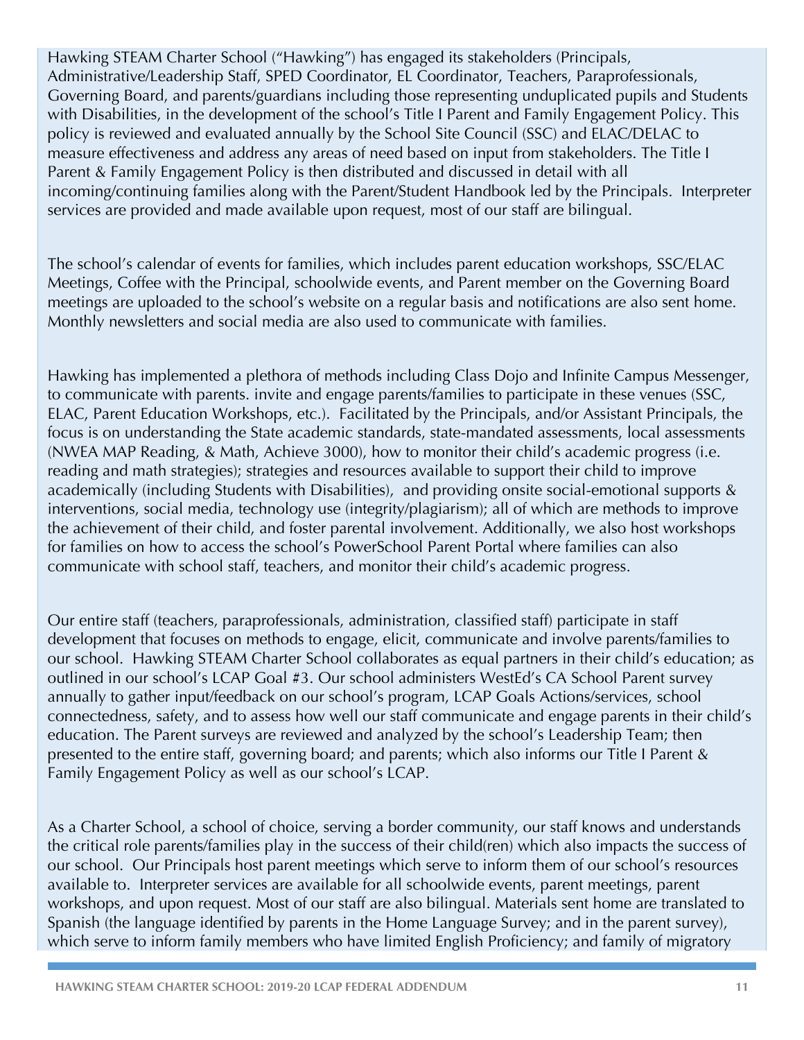Hawking STEAM Charter School ("Hawking") has engaged its stakeholders (Principals, Administrative/Leadership Staff, SPED Coordinator, EL Coordinator, Teachers, Paraprofessionals, Governing Board, and parents/guardians including those representing unduplicated pupils and Students with Disabilities, in the development of the school's Title I Parent and Family Engagement Policy. This policy is reviewed and evaluated annually by the School Site Council (SSC) and ELAC/DELAC to measure effectiveness and address any areas of need based on input from stakeholders. The Title I Parent & Family Engagement Policy is then distributed and discussed in detail with all incoming/continuing families along with the Parent/Student Handbook led by the Principals. Interpreter services are provided and made available upon request, most of our staff are bilingual.

The school's calendar of events for families, which includes parent education workshops, SSC/ELAC Meetings, Coffee with the Principal, schoolwide events, and Parent member on the Governing Board meetings are uploaded to the school's website on a regular basis and notifications are also sent home. Monthly newsletters and social media are also used to communicate with families.

Hawking has implemented a plethora of methods including Class Dojo and Infinite Campus Messenger, to communicate with parents. invite and engage parents/families to participate in these venues (SSC, ELAC, Parent Education Workshops, etc.). Facilitated by the Principals, and/or Assistant Principals, the focus is on understanding the State academic standards, state-mandated assessments, local assessments (NWEA MAP Reading, & Math, Achieve 3000), how to monitor their child's academic progress (i.e. reading and math strategies); strategies and resources available to support their child to improve academically (including Students with Disabilities), and providing onsite social-emotional supports & interventions, social media, technology use (integrity/plagiarism); all of which are methods to improve the achievement of their child, and foster parental involvement. Additionally, we also host workshops for families on how to access the school's PowerSchool Parent Portal where families can also communicate with school staff, teachers, and monitor their child's academic progress.

Our entire staff (teachers, paraprofessionals, administration, classified staff) participate in staff development that focuses on methods to engage, elicit, communicate and involve parents/families to our school. Hawking STEAM Charter School collaborates as equal partners in their child's education; as outlined in our school's LCAP Goal #3. Our school administers WestEd's CA School Parent survey annually to gather input/feedback on our school's program, LCAP Goals Actions/services, school connectedness, safety, and to assess how well our staff communicate and engage parents in their child's education. The Parent surveys are reviewed and analyzed by the school's Leadership Team; then presented to the entire staff, governing board; and parents; which also informs our Title I Parent & Family Engagement Policy as well as our school's LCAP.

As a Charter School, a school of choice, serving a border community, our staff knows and understands the critical role parents/families play in the success of their child(ren) which also impacts the success of our school. Our Principals host parent meetings which serve to inform them of our school's resources available to. Interpreter services are available for all schoolwide events, parent meetings, parent workshops, and upon request. Most of our staff are also bilingual. Materials sent home are translated to Spanish (the language identified by parents in the Home Language Survey; and in the parent survey), which serve to inform family members who have limited English Proficiency; and family of migratory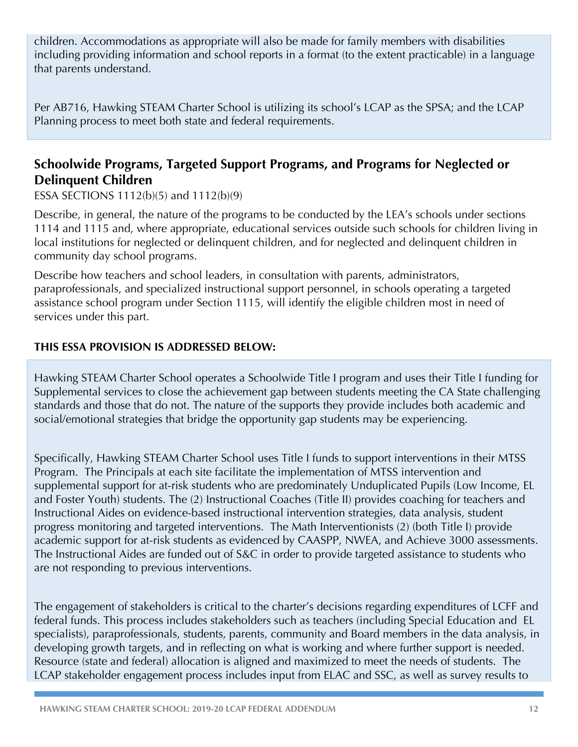children. Accommodations as appropriate will also be made for family members with disabilities including providing information and school reports in a format (to the extent practicable) in a language that parents understand.

Per AB716, Hawking STEAM Charter School is utilizing its school's LCAP as the SPSA; and the LCAP Planning process to meet both state and federal requirements.

## Schoolwide Programs, Targeted Support Programs, and Programs for Neglected or Delinquent Children

ESSA SECTIONS 1112(b)(5) and 1112(b)(9)

Describe, in general, the nature of the programs to be conducted by the LEA's schools under sections 1114 and 1115 and, where appropriate, educational services outside such schools for children living in local institutions for neglected or delinquent children, and for neglected and delinquent children in community day school programs.

Describe how teachers and school leaders, in consultation with parents, administrators, paraprofessionals, and specialized instructional support personnel, in schools operating a targeted assistance school program under Section 1115, will identify the eligible children most in need of services under this part.

**THIS ESSA PROVISION IS ADDRESSED BELOW:**

Hawking STEAM Charter School operates a Schoolwide Title I program and uses their Title I funding for Supplemental services to close the achievement gap between students meeting the CA State challenging standards and those that do not. The nature of the supports they provide includes both academic and social/emotional strategies that bridge the opportunity gap students may be experiencing.

Specifically, Hawking STEAM Charter School uses Title I funds to support interventions in their MTSS Program. The Principals at each site facilitate the implementation of MTSS intervention and supplemental support for at-risk students who are predominately Unduplicated Pupils (Low Income, EL and Foster Youth) students. The (2) Instructional Coaches (Title II) provides coaching for teachers and Instructional Aides on evidence-based instructional intervention strategies, data analysis, student progress monitoring and targeted interventions. The Math Interventionists (2) (both Title I) provide academic support for at-risk students as evidenced by CAASPP, NWEA, and Achieve 3000 assessments. The Instructional Aides are funded out of S&C in order to provide targeted assistance to students who are not responding to previous interventions.

The engagement of stakeholders is critical to the charter's decisions regarding expenditures of LCFF and federal funds. This process includes stakeholders such as teachers (including Special Education and EL specialists), paraprofessionals, students, parents, community and Board members in the data analysis, in developing growth targets, and in reflecting on what is working and where further support is needed. Resource (state and federal) allocation is aligned and maximized to meet the needs of students. The LCAP stakeholder engagement process includes input from ELAC and SSC, as well as survey results to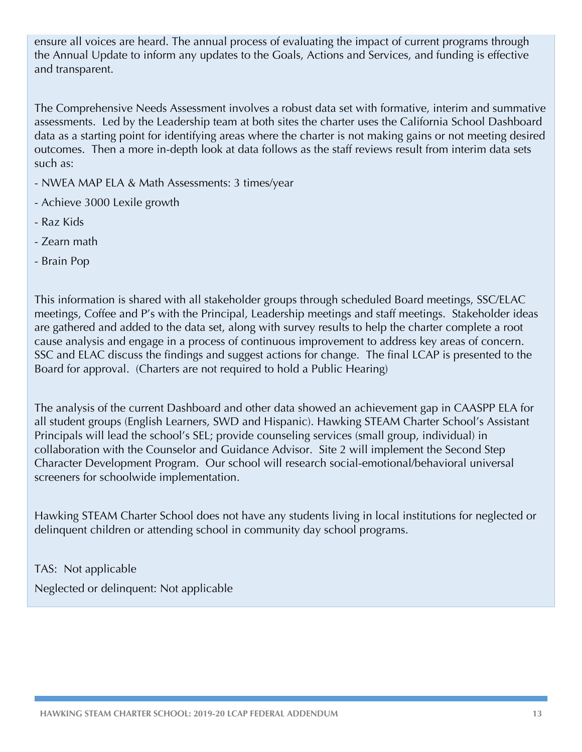ensure all voices are heard. The annual process of evaluating the impact of current programs through the Annual Update to inform any updates to the Goals, Actions and Services, and funding is effective and transparent.

The Comprehensive Needs Assessment involves a robust data set with formative, interim and summative assessments. Led by the Leadership team at both sites the charter uses the California School Dashboard data as a starting point for identifying areas where the charter is not making gains or not meeting desired outcomes. Then a more in-depth look at data follows as the staff reviews result from interim data sets such as:

- NWEA MAP ELA & Math Assessments: 3 times/year
- Achieve 3000 Lexile growth
- Raz Kids
- Zearn math
- Brain Pop

This information is shared with all stakeholder groups through scheduled Board meetings, SSC/ELAC meetings, Coffee and P's with the Principal, Leadership meetings and staff meetings. Stakeholder ideas are gathered and added to the data set, along with survey results to help the charter complete a root cause analysis and engage in a process of continuous improvement to address key areas of concern. SSC and ELAC discuss the findings and suggest actions for change. The final LCAP is presented to the Board for approval. (Charters are not required to hold a Public Hearing)

The analysis of the current Dashboard and other data showed an achievement gap in CAASPP ELA for all student groups (English Learners, SWD and Hispanic). Hawking STEAM Charter School's Assistant Principals will lead the school's SEL; provide counseling services (small group, individual) in collaboration with the Counselor and Guidance Advisor. Site 2 will implement the Second Step Character Development Program. Our school will research social-emotional/behavioral universal screeners for schoolwide implementation.

Hawking STEAM Charter School does not have any students living in local institutions for neglected or delinquent children or attending school in community day school programs.

TAS: Not applicable

Neglected or delinquent: Not applicable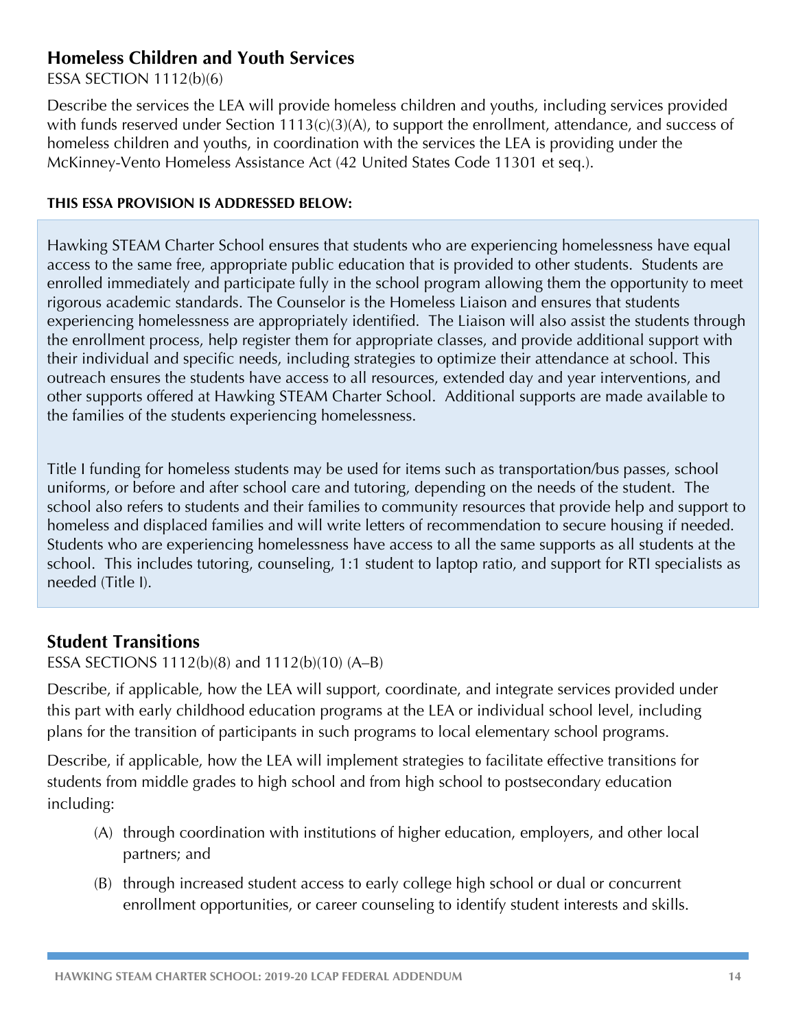## Homeless Children and Youth Services

ESSA SECTION 1112(b)(6)

Describe the services the LEA will provide homeless children and youths, including services provided with funds reserved under Section 1113(c)(3)(A), to support the enrollment, attendance, and success of homeless children and youths, in coordination with the services the LEA is providing under the McKinney-Vento Homeless Assistance Act (42 United States Code 11301 et seq.).

**THIS ESSA PROVISION IS ADDRESSED BELOW:**

Hawking STEAM Charter School ensures that students who are experiencing homelessness have equal access to the same free, appropriate public education that is provided to other students. Students are enrolled immediately and participate fully in the school program allowing them the opportunity to meet rigorous academic standards. The Counselor is the Homeless Liaison and ensures that students experiencing homelessness are appropriately identified. The Liaison will also assist the students through the enrollment process, help register them for appropriate classes, and provide additional support with their individual and specific needs, including strategies to optimize their attendance at school. This outreach ensures the students have access to all resources, extended day and year interventions, and other supports offered at Hawking STEAM Charter School. Additional supports are made available to the families of the students experiencing homelessness.

Title I funding for homeless students may be used for items such as transportation/bus passes, school uniforms, or before and after school care and tutoring, depending on the needs of the student. The school also refers to students and their families to community resources that provide help and support to homeless and displaced families and will write letters of recommendation to secure housing if needed. Students who are experiencing homelessness have access to all the same supports as all students at the school. This includes tutoring, counseling, 1:1 student to laptop ratio, and support for RTI specialists as needed (Title I).

## Student Transitions

ESSA SECTIONS 1112(b)(8) and 1112(b)(10) (A–B)

Describe, if applicable, how the LEA will support, coordinate, and integrate services provided under this part with early childhood education programs at the LEA or individual school level, including plans for the transition of participants in such programs to local elementary school programs.

Describe, if applicable, how the LEA will implement strategies to facilitate effective transitions for students from middle grades to high school and from high school to postsecondary education including:

(A) through coordination with institutions of higher education, employers, and other local partners; and

(B) through increased student access to early college high school or dual or concurrent enrollment opportunities, or career counseling to identify student interests and skills.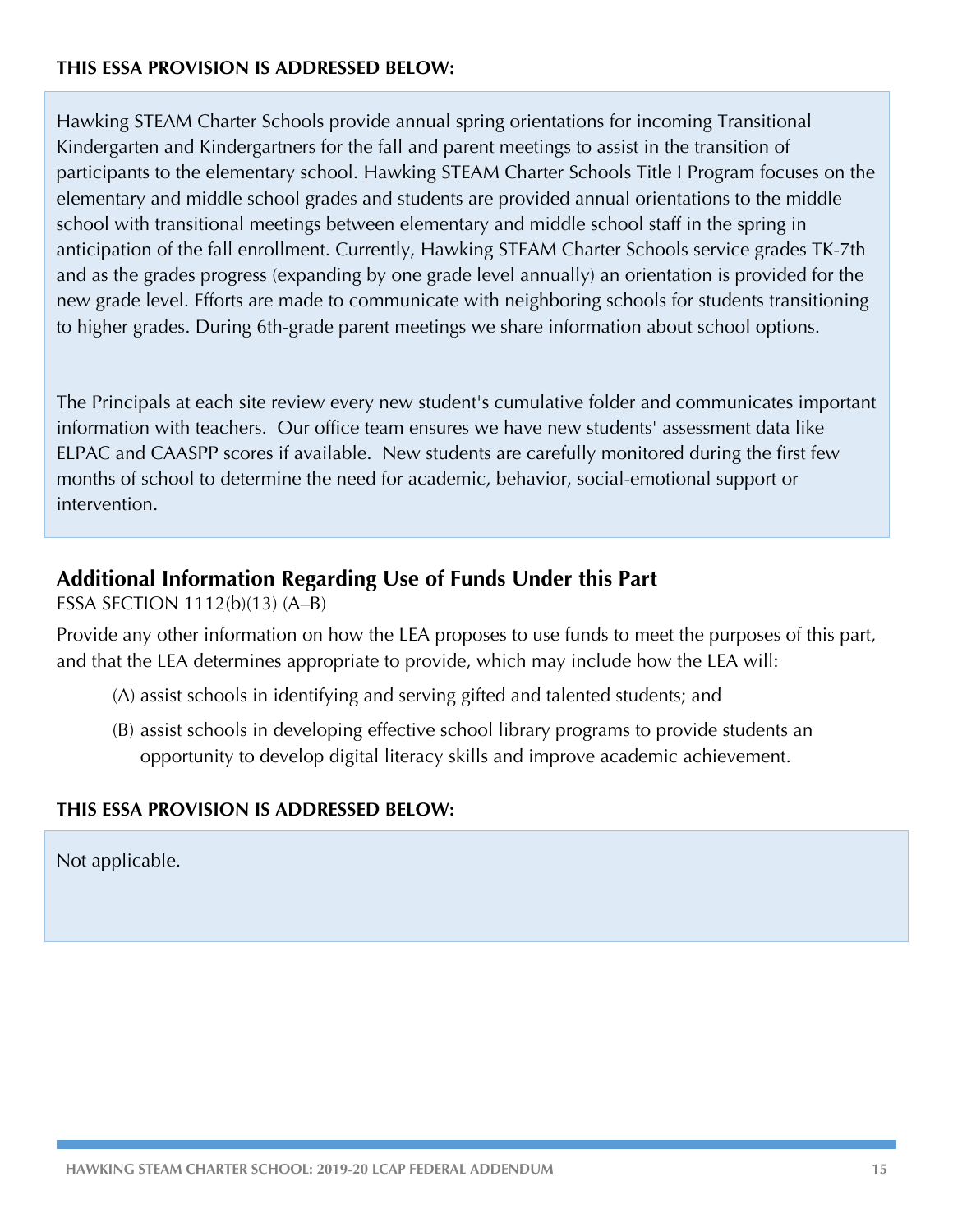**THIS ESSA PROVISION IS ADDRESSED BELOW:**

Hawking STEAM Charter Schools provide annual spring orientations for incoming Transitional Kindergarten and Kindergartners for the fall and parent meetings to assist in the transition of participants to the elementary school. Hawking STEAM Charter Schools Title I Program focuses on the elementary and middle school grades and students are provided annual orientations to the middle school with transitional meetings between elementary and middle school staff in the spring in anticipation of the fall enrollment. Currently, Hawking STEAM Charter Schools service grades TK-7th and as the grades progress (expanding by one grade level annually) an orientation is provided for the new grade level. Efforts are made to communicate with neighboring schools for students transitioning to higher grades. During 6th-grade parent meetings we share information about school options.

The Principals at each site review every new student's cumulative folder and communicates important information with teachers. Our office team ensures we have new students' assessment data like ELPAC and CAASPP scores if available. New students are carefully monitored during the first few months of school to determine the need for academic, behavior, social-emotional support or intervention.

## Additional Information Regarding Use of Funds Under this Part

ESSA SECTION 1112(b)(13) (A–B)

Provide any other information on how the LEA proposes to use funds to meet the purposes of this part, and that the LEA determines appropriate to provide, which may include how the LEA will:

(A) assist schools in identifying and serving gifted and talented students; and

(B) assist schools in developing effective school library programs to provide students an opportunity to develop digital literacy skills and improve academic achievement.

**THIS ESSA PROVISION IS ADDRESSED BELOW:**

Not applicable.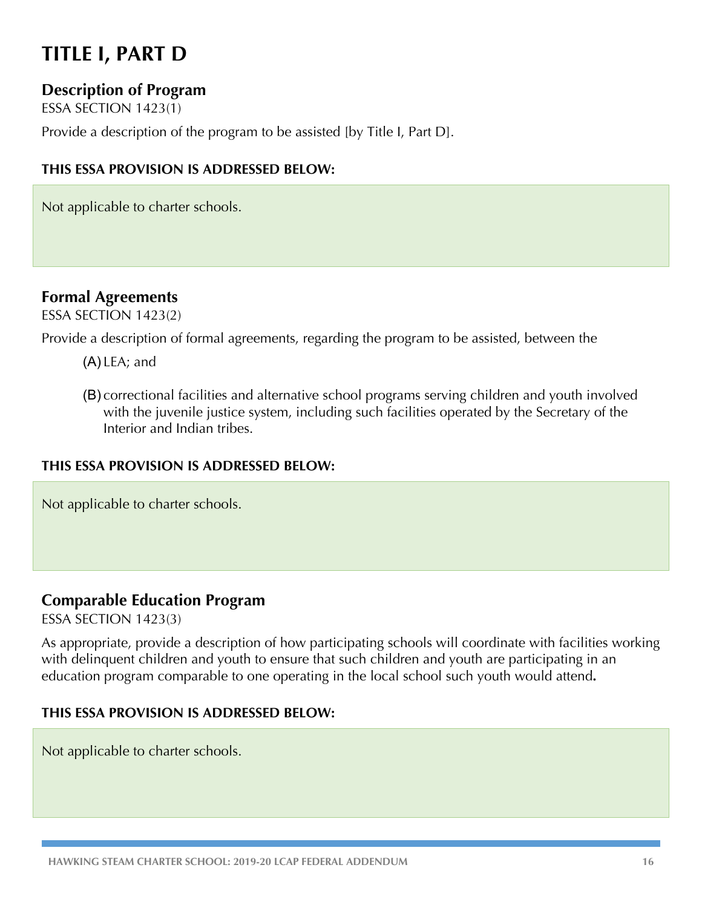# TITLE I, PART D

## Description of Program

ESSA SECTION 1423(1)

Provide a description of the program to be assisted [by Title I, Part D].

**THIS ESSA PROVISION IS ADDRESSED BELOW:**

Not applicable to charter schools.

## Formal Agreements

ESSA SECTION 1423(2)

Provide a description of formal agreements, regarding the program to be assisted, between the

(A) LEA; and

(B) correctional facilities and alternative school programs serving children and youth involved with the juvenile justice system, including such facilities operated by the Secretary of the Interior and Indian tribes.

**THIS ESSA PROVISION IS ADDRESSED BELOW:**

Not applicable to charter schools.

## Comparable Education Program

ESSA SECTION 1423(3)

As appropriate, provide a description of how participating schools will coordinate with facilities working with delinquent children and youth to ensure that such children and youth are participating in an education program comparable to one operating in the local school such youth would attend**.**

**THIS ESSA PROVISION IS ADDRESSED BELOW:**

Not applicable to charter schools.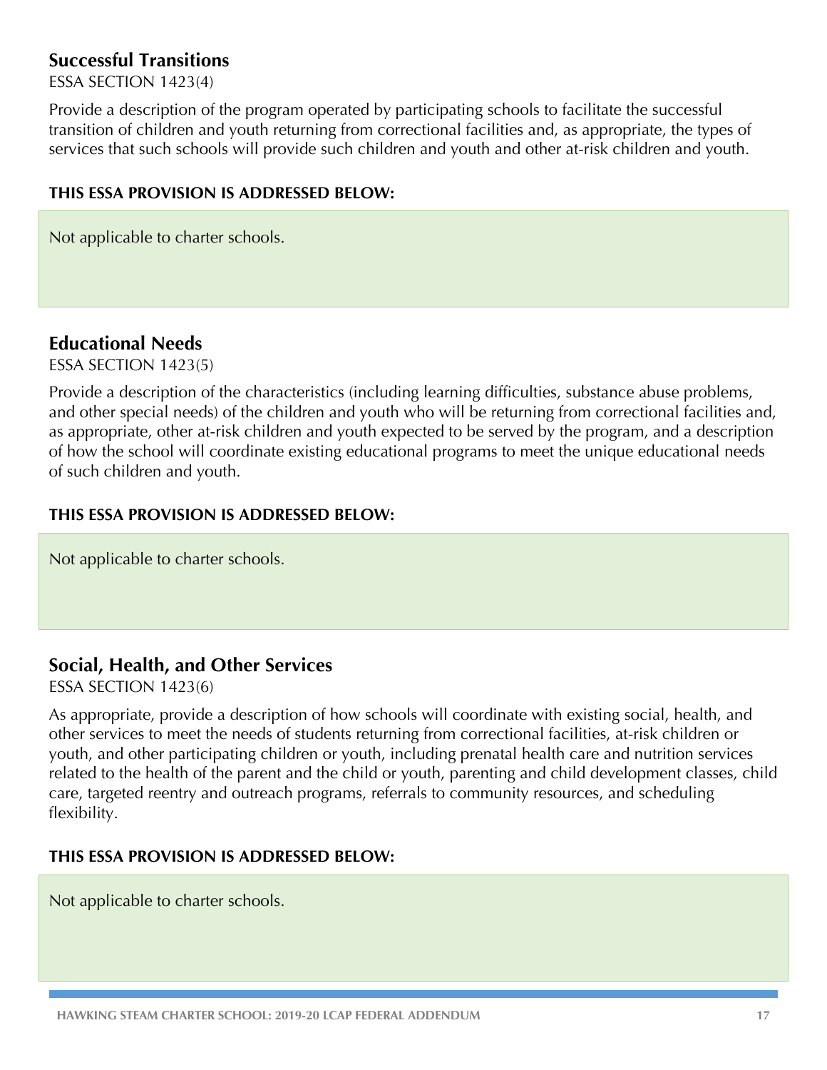## Successful Transitions

ESSA SECTION 1423(4)

Provide a description of the program operated by participating schools to facilitate the successful transition of children and youth returning from correctional facilities and, as appropriate, the types of services that such schools will provide such children and youth and other at-risk children and youth.

**THIS ESSA PROVISION IS ADDRESSED BELOW:**

Not applicable to charter schools.

## Educational Needs

ESSA SECTION 1423(5)

Provide a description of the characteristics (including learning difficulties, substance abuse problems, and other special needs) of the children and youth who will be returning from correctional facilities and, as appropriate, other at-risk children and youth expected to be served by the program, and a description of how the school will coordinate existing educational programs to meet the unique educational needs of such children and youth.

**THIS ESSA PROVISION IS ADDRESSED BELOW:**

Not applicable to charter schools.

## Social, Health, and Other Services

ESSA SECTION 1423(6)

As appropriate, provide a description of how schools will coordinate with existing social, health, and other services to meet the needs of students returning from correctional facilities, at-risk children or youth, and other participating children or youth, including prenatal health care and nutrition services related to the health of the parent and the child or youth, parenting and child development classes, child care, targeted reentry and outreach programs, referrals to community resources, and scheduling flexibility.

**THIS ESSA PROVISION IS ADDRESSED BELOW:**

Not applicable to charter schools.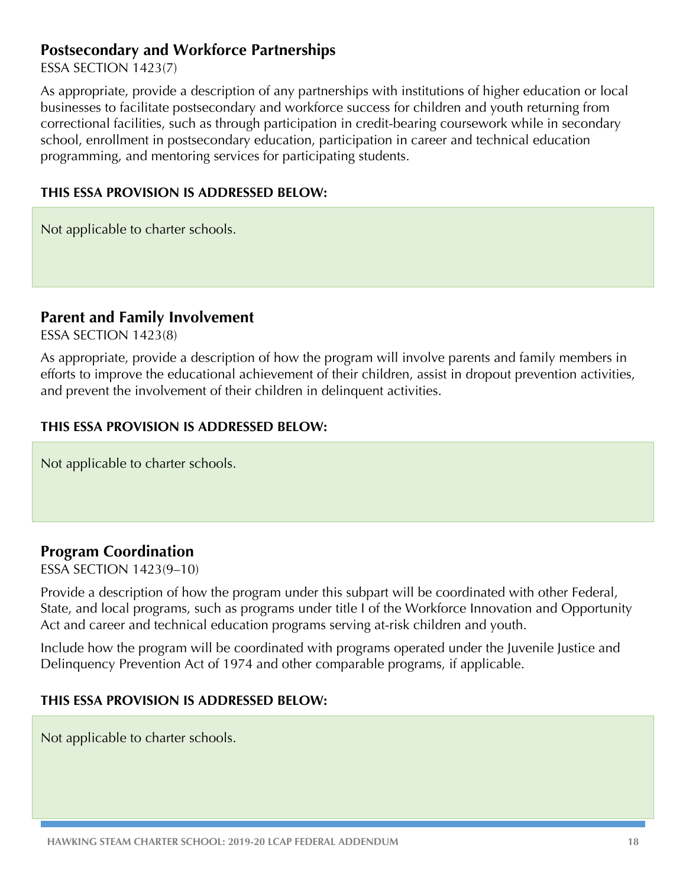## Postsecondary and Workforce Partnerships

ESSA SECTION 1423(7)

As appropriate, provide a description of any partnerships with institutions of higher education or local businesses to facilitate postsecondary and workforce success for children and youth returning from correctional facilities, such as through participation in credit-bearing coursework while in secondary school, enrollment in postsecondary education, participation in career and technical education programming, and mentoring services for participating students.

**THIS ESSA PROVISION IS ADDRESSED BELOW:**

Not applicable to charter schools.

## Parent and Family Involvement

ESSA SECTION 1423(8)

As appropriate, provide a description of how the program will involve parents and family members in efforts to improve the educational achievement of their children, assist in dropout prevention activities, and prevent the involvement of their children in delinquent activities.

**THIS ESSA PROVISION IS ADDRESSED BELOW:**

Not applicable to charter schools.

## Program Coordination

ESSA SECTION 1423(9–10)

Provide a description of how the program under this subpart will be coordinated with other Federal, State, and local programs, such as programs under title I of the Workforce Innovation and Opportunity Act and career and technical education programs serving at-risk children and youth.

Include how the program will be coordinated with programs operated under the Juvenile Justice and Delinquency Prevention Act of 1974 and other comparable programs, if applicable.

**THIS ESSA PROVISION IS ADDRESSED BELOW:**

Not applicable to charter schools.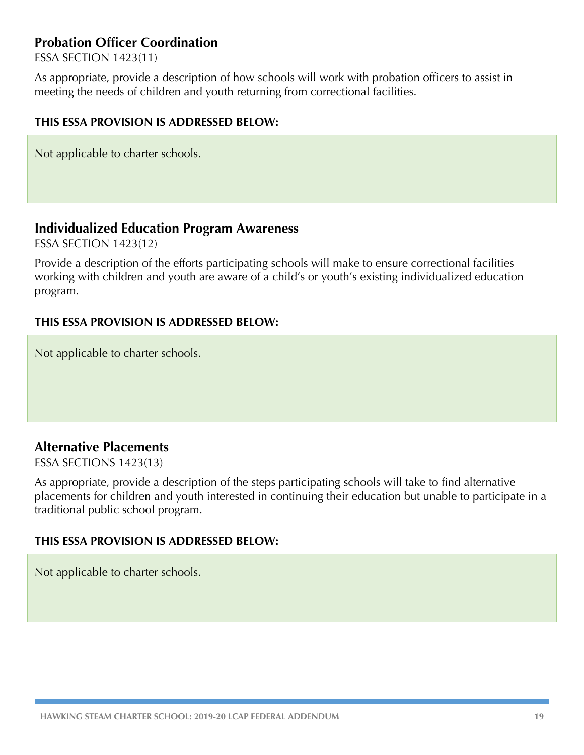### Probation Officer Coordination

ESSA SECTION 1423(11)

As appropriate, provide a description of how schools will work with probation officers to assist in meeting the needs of children and youth returning from correctional facilities.

**THIS ESSA PROVISION IS ADDRESSED BELOW:**

Not applicable to charter schools.

### Individualized Education Program Awareness

ESSA SECTION 1423(12)

Provide a description of the efforts participating schools will make to ensure correctional facilities working with children and youth are aware of a child's or youth's existing individualized education program.

**THIS ESSA PROVISION IS ADDRESSED BELOW:**

Not applicable to charter schools.

### Alternative Placements

ESSA SECTIONS 1423(13)

As appropriate, provide a description of the steps participating schools will take to find alternative placements for children and youth interested in continuing their education but unable to participate in a traditional public school program.

**THIS ESSA PROVISION IS ADDRESSED BELOW:**

Not applicable to charter schools.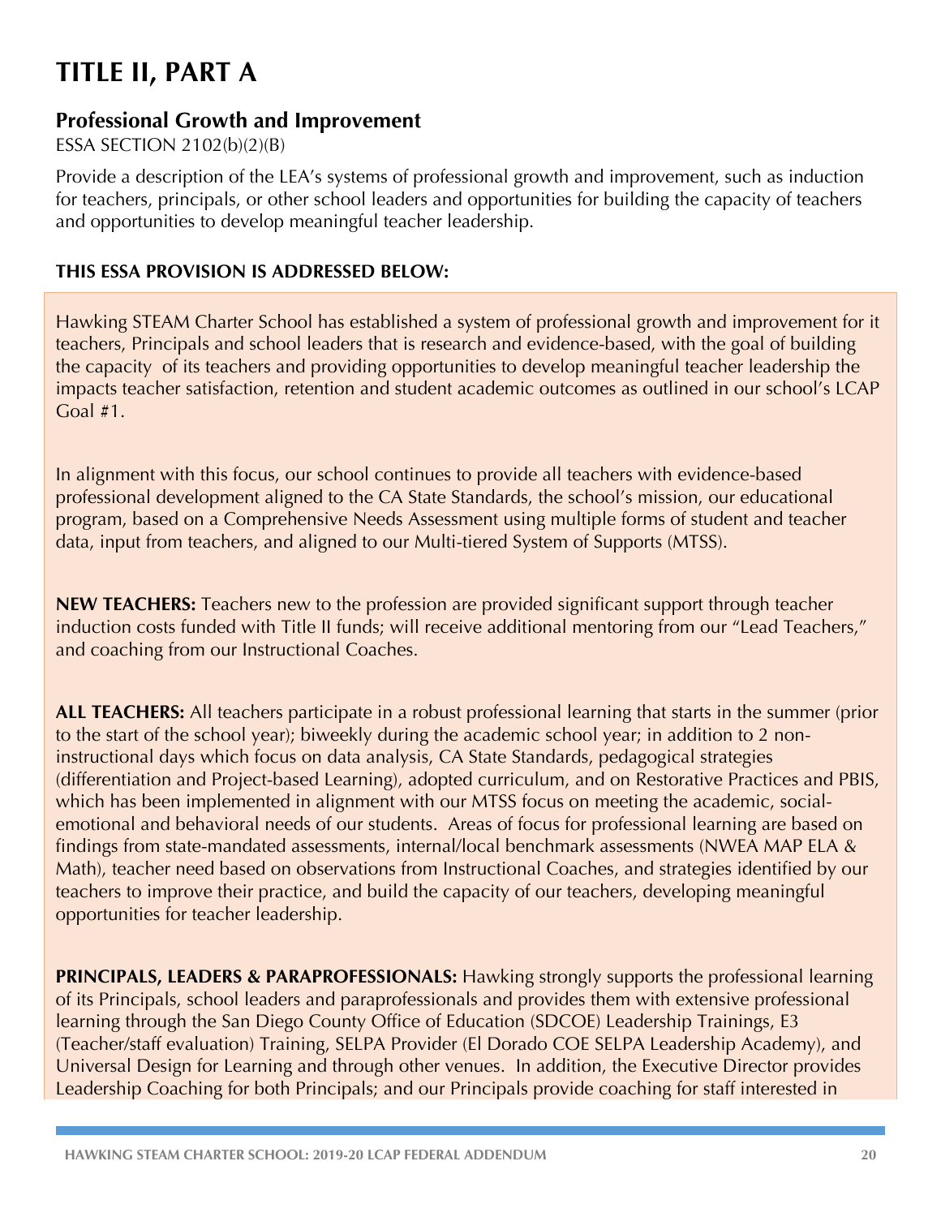# TITLE II, PART A

## Professional Growth and Improvement

ESSA SECTION 2102(b)(2)(B)

Provide a description of the LEA's systems of professional growth and improvement, such as induction for teachers, principals, or other school leaders and opportunities for building the capacity of teachers and opportunities to develop meaningful teacher leadership.

**THIS ESSA PROVISION IS ADDRESSED BELOW:**

Hawking STEAM Charter School has established a system of professional growth and improvement for it teachers, Principals and school leaders that is research and evidence-based, with the goal of building the capacity of its teachers and providing opportunities to develop meaningful teacher leadership the impacts teacher satisfaction, retention and student academic outcomes as outlined in our school's LCAP Goal #1.

In alignment with this focus, our school continues to provide all teachers with evidence-based professional development aligned to the CA State Standards, the school's mission, our educational program, based on a Comprehensive Needs Assessment using multiple forms of student and teacher data, input from teachers, and aligned to our Multi-tiered System of Supports (MTSS).

**NEW TEACHERS:** Teachers new to the profession are provided significant support through teacher induction costs funded with Title II funds; will receive additional mentoring from our "Lead Teachers," and coaching from our Instructional Coaches.

**ALL TEACHERS:** All teachers participate in a robust professional learning that starts in the summer (prior to the start of the school year); biweekly during the academic school year; in addition to 2 non-instructional days which focus on data analysis, CA State Standards, pedagogical strategies (differentiation and Project-based Learning), adopted curriculum, and on Restorative Practices and PBIS, which has been implemented in alignment with our MTSS focus on meeting the academic, social-emotional and behavioral needs of our students. Areas of focus for professional learning are based on findings from state-mandated assessments, internal/local benchmark assessments (NWEA MAP ELA & Math), teacher need based on observations from Instructional Coaches, and strategies identified by our teachers to improve their practice, and build the capacity of our teachers, developing meaningful opportunities for teacher leadership.

**PRINCIPALS, LEADERS & PARAPROFESSIONALS:** Hawking strongly supports the professional learning of its Principals, school leaders and paraprofessionals and provides them with extensive professional learning through the San Diego County Office of Education (SDCOE) Leadership Trainings, E3 (Teacher/staff evaluation) Training, SELPA Provider (El Dorado COE SELPA Leadership Academy), and Universal Design for Learning and through other venues. In addition, the Executive Director provides Leadership Coaching for both Principals; and our Principals provide coaching for staff interested in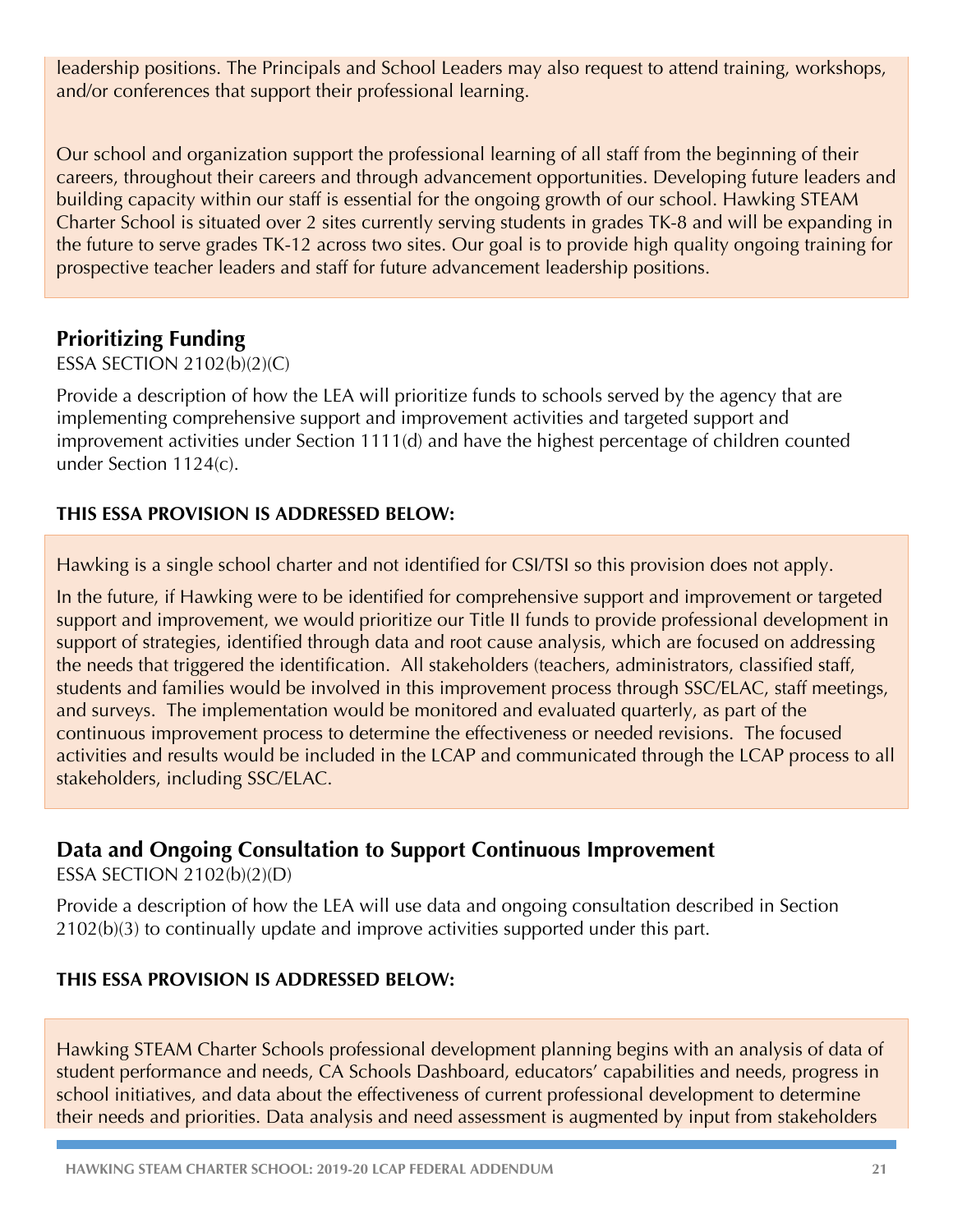leadership positions. The Principals and School Leaders may also request to attend training, workshops, and/or conferences that support their professional learning.

Our school and organization support the professional learning of all staff from the beginning of their careers, throughout their careers and through advancement opportunities. Developing future leaders and building capacity within our staff is essential for the ongoing growth of our school. Hawking STEAM Charter School is situated over 2 sites currently serving students in grades TK-8 and will be expanding in the future to serve grades TK-12 across two sites. Our goal is to provide high quality ongoing training for prospective teacher leaders and staff for future advancement leadership positions.

## Prioritizing Funding

ESSA SECTION 2102(b)(2)(C)

Provide a description of how the LEA will prioritize funds to schools served by the agency that are implementing comprehensive support and improvement activities and targeted support and improvement activities under Section 1111(d) and have the highest percentage of children counted under Section 1124(c).

**THIS ESSA PROVISION IS ADDRESSED BELOW:**

Hawking is a single school charter and not identified for CSI/TSI so this provision does not apply.

In the future, if Hawking were to be identified for comprehensive support and improvement or targeted support and improvement, we would prioritize our Title II funds to provide professional development in support of strategies, identified through data and root cause analysis, which are focused on addressing the needs that triggered the identification. All stakeholders (teachers, administrators, classified staff, students and families would be involved in this improvement process through SSC/ELAC, staff meetings, and surveys. The implementation would be monitored and evaluated quarterly, as part of the continuous improvement process to determine the effectiveness or needed revisions. The focused activities and results would be included in the LCAP and communicated through the LCAP process to all stakeholders, including SSC/ELAC.

## Data and Ongoing Consultation to Support Continuous Improvement

ESSA SECTION 2102(b)(2)(D)

Provide a description of how the LEA will use data and ongoing consultation described in Section 2102(b)(3) to continually update and improve activities supported under this part.

**THIS ESSA PROVISION IS ADDRESSED BELOW:**

Hawking STEAM Charter Schools professional development planning begins with an analysis of data of student performance and needs, CA Schools Dashboard, educators' capabilities and needs, progress in school initiatives, and data about the effectiveness of current professional development to determine their needs and priorities. Data analysis and need assessment is augmented by input from stakeholders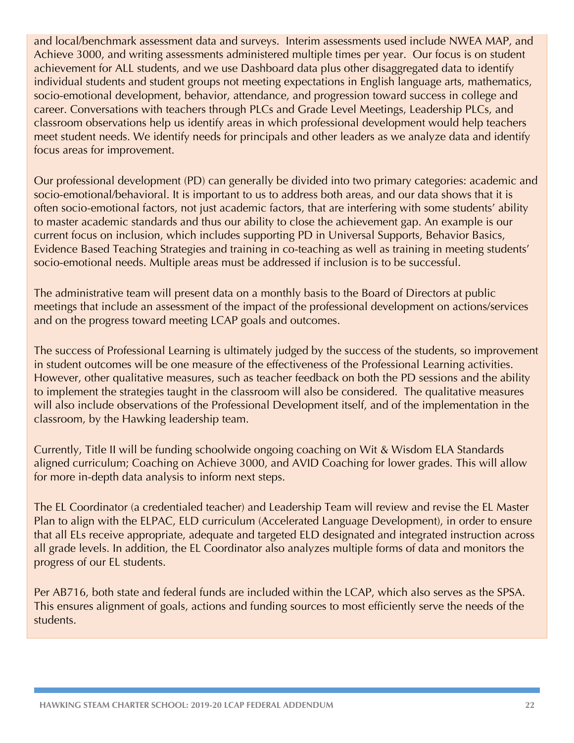and local/benchmark assessment data and surveys. Interim assessments used include NWEA MAP, and Achieve 3000, and writing assessments administered multiple times per year. Our focus is on student achievement for ALL students, and we use Dashboard data plus other disaggregated data to identify individual students and student groups not meeting expectations in English language arts, mathematics, socio-emotional development, behavior, attendance, and progression toward success in college and career. Conversations with teachers through PLCs and Grade Level Meetings, Leadership PLCs, and classroom observations help us identify areas in which professional development would help teachers meet student needs. We identify needs for principals and other leaders as we analyze data and identify focus areas for improvement.

Our professional development (PD) can generally be divided into two primary categories: academic and socio-emotional/behavioral. It is important to us to address both areas, and our data shows that it is often socio-emotional factors, not just academic factors, that are interfering with some students' ability to master academic standards and thus our ability to close the achievement gap. An example is our current focus on inclusion, which includes supporting PD in Universal Supports, Behavior Basics, Evidence Based Teaching Strategies and training in co-teaching as well as training in meeting students' socio-emotional needs. Multiple areas must be addressed if inclusion is to be successful.

The administrative team will present data on a monthly basis to the Board of Directors at public meetings that include an assessment of the impact of the professional development on actions/services and on the progress toward meeting LCAP goals and outcomes.

The success of Professional Learning is ultimately judged by the success of the students, so improvement in student outcomes will be one measure of the effectiveness of the Professional Learning activities. However, other qualitative measures, such as teacher feedback on both the PD sessions and the ability to implement the strategies taught in the classroom will also be considered. The qualitative measures will also include observations of the Professional Development itself, and of the implementation in the classroom, by the Hawking leadership team.

Currently, Title II will be funding schoolwide ongoing coaching on Wit & Wisdom ELA Standards aligned curriculum; Coaching on Achieve 3000, and AVID Coaching for lower grades. This will allow for more in-depth data analysis to inform next steps.

The EL Coordinator (a credentialed teacher) and Leadership Team will review and revise the EL Master Plan to align with the ELPAC, ELD curriculum (Accelerated Language Development), in order to ensure that all ELs receive appropriate, adequate and targeted ELD designated and integrated instruction across all grade levels. In addition, the EL Coordinator also analyzes multiple forms of data and monitors the progress of our EL students.

Per AB716, both state and federal funds are included within the LCAP, which also serves as the SPSA. This ensures alignment of goals, actions and funding sources to most efficiently serve the needs of the students.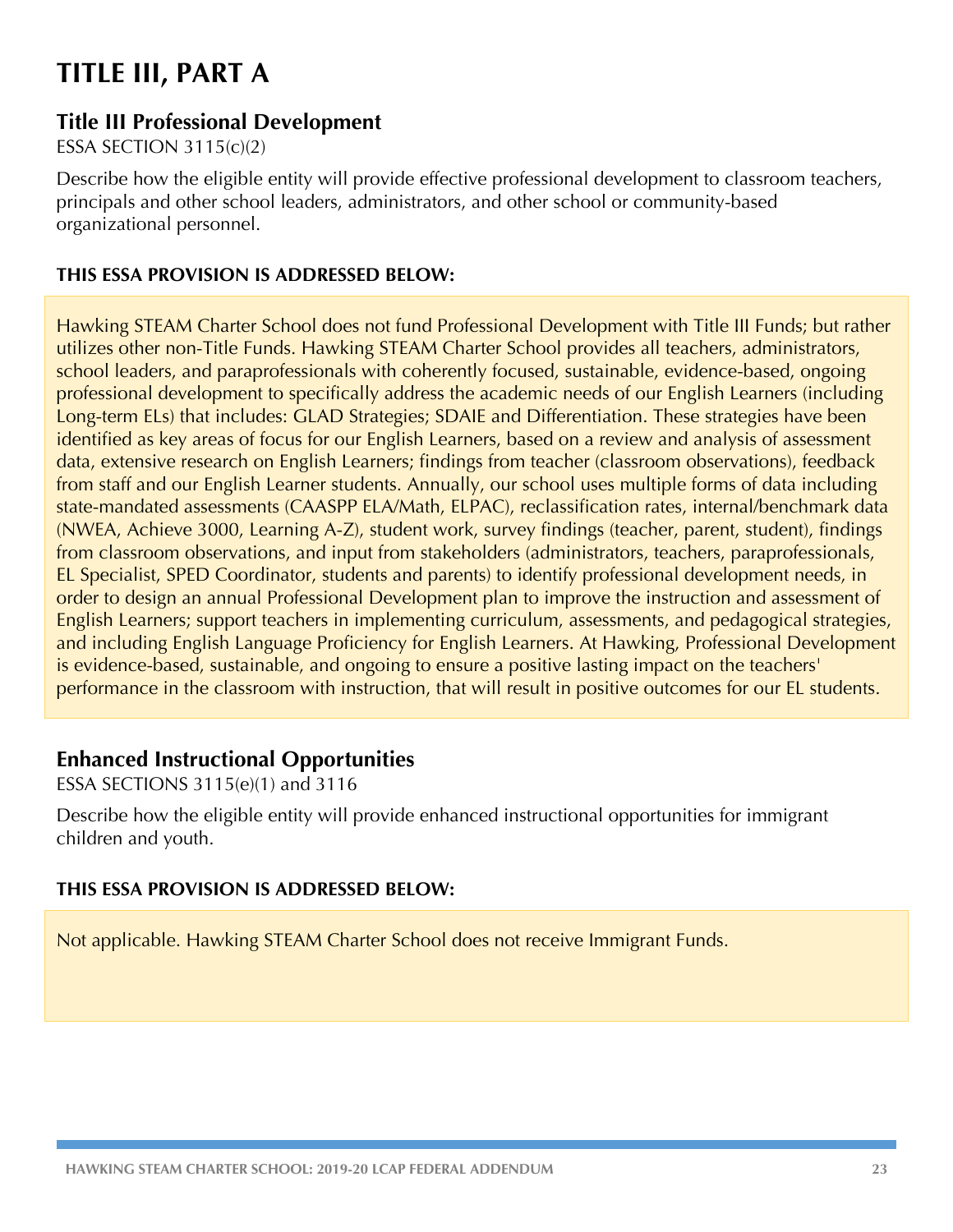# TITLE III, PART A

## Title III Professional Development

ESSA SECTION 3115(c)(2)

Describe how the eligible entity will provide effective professional development to classroom teachers, principals and other school leaders, administrators, and other school or community-based organizational personnel.

### THIS ESSA PROVISION IS ADDRESSED BELOW:

Hawking STEAM Charter School does not fund Professional Development with Title III Funds; but rather utilizes other non-Title Funds. Hawking STEAM Charter School provides all teachers, administrators, school leaders, and paraprofessionals with coherently focused, sustainable, evidence-based, ongoing professional development to specifically address the academic needs of our English Learners (including Long-term ELs) that includes: GLAD Strategies; SDAIE and Differentiation. These strategies have been identified as key areas of focus for our English Learners, based on a review and analysis of assessment data, extensive research on English Learners; findings from teacher (classroom observations), feedback from staff and our English Learner students. Annually, our school uses multiple forms of data including state-mandated assessments (CAASPP ELA/Math, ELPAC), reclassification rates, internal/benchmark data (NWEA, Achieve 3000, Learning A-Z), student work, survey findings (teacher, parent, student), findings from classroom observations, and input from stakeholders (administrators, teachers, paraprofessionals, EL Specialist, SPED Coordinator, students and parents) to identify professional development needs, in order to design an annual Professional Development plan to improve the instruction and assessment of English Learners; support teachers in implementing curriculum, assessments, and pedagogical strategies, and including English Language Proficiency for English Learners. At Hawking, Professional Development is evidence-based, sustainable, and ongoing to ensure a positive lasting impact on the teachers' performance in the classroom with instruction, that will result in positive outcomes for our EL students.

## Enhanced Instructional Opportunities

ESSA SECTIONS 3115(e)(1) and 3116

Describe how the eligible entity will provide enhanced instructional opportunities for immigrant children and youth.

### THIS ESSA PROVISION IS ADDRESSED BELOW:

Not applicable. Hawking STEAM Charter School does not receive Immigrant Funds.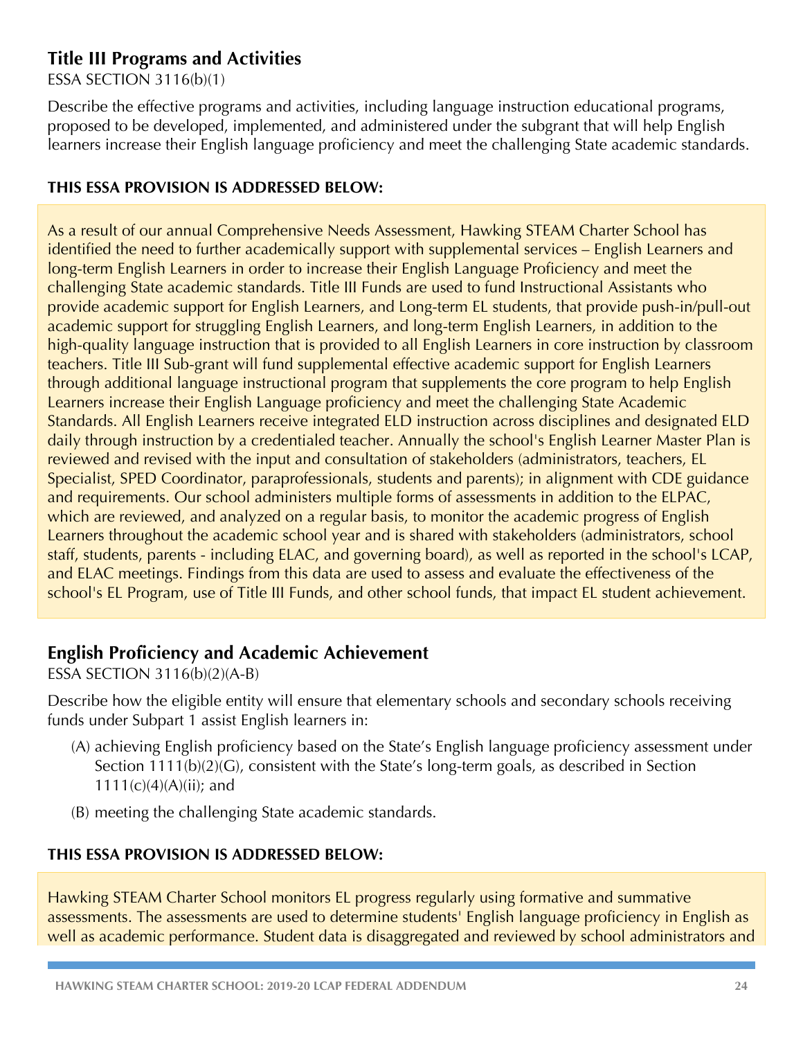## Title III Programs and Activities

ESSA SECTION 3116(b)(1)

Describe the effective programs and activities, including language instruction educational programs, proposed to be developed, implemented, and administered under the subgrant that will help English learners increase their English language proficiency and meet the challenging State academic standards.

**THIS ESSA PROVISION IS ADDRESSED BELOW:**

As a result of our annual Comprehensive Needs Assessment, Hawking STEAM Charter School has identified the need to further academically support with supplemental services – English Learners and long-term English Learners in order to increase their English Language Proficiency and meet the challenging State academic standards. Title III Funds are used to fund Instructional Assistants who provide academic support for English Learners, and Long-term EL students, that provide push-in/pull-out academic support for struggling English Learners, and long-term English Learners, in addition to the high-quality language instruction that is provided to all English Learners in core instruction by classroom teachers. Title III Sub-grant will fund supplemental effective academic support for English Learners through additional language instructional program that supplements the core program to help English Learners increase their English Language proficiency and meet the challenging State Academic Standards. All English Learners receive integrated ELD instruction across disciplines and designated ELD daily through instruction by a credentialed teacher. Annually the school's English Learner Master Plan is reviewed and revised with the input and consultation of stakeholders (administrators, teachers, EL Specialist, SPED Coordinator, paraprofessionals, students and parents); in alignment with CDE guidance and requirements. Our school administers multiple forms of assessments in addition to the ELPAC, which are reviewed, and analyzed on a regular basis, to monitor the academic progress of English Learners throughout the academic school year and is shared with stakeholders (administrators, school staff, students, parents - including ELAC, and governing board), as well as reported in the school's LCAP, and ELAC meetings. Findings from this data are used to assess and evaluate the effectiveness of the school's EL Program, use of Title III Funds, and other school funds, that impact EL student achievement.

## English Proficiency and Academic Achievement

ESSA SECTION 3116(b)(2)(A-B)

Describe how the eligible entity will ensure that elementary schools and secondary schools receiving funds under Subpart 1 assist English learners in:

(A) achieving English proficiency based on the State's English language proficiency assessment under Section 1111(b)(2)(G), consistent with the State's long-term goals, as described in Section 1111(c)(4)(A)(ii); and

(B) meeting the challenging State academic standards.

**THIS ESSA PROVISION IS ADDRESSED BELOW:**

Hawking STEAM Charter School monitors EL progress regularly using formative and summative assessments. The assessments are used to determine students' English language proficiency in English as well as academic performance. Student data is disaggregated and reviewed by school administrators and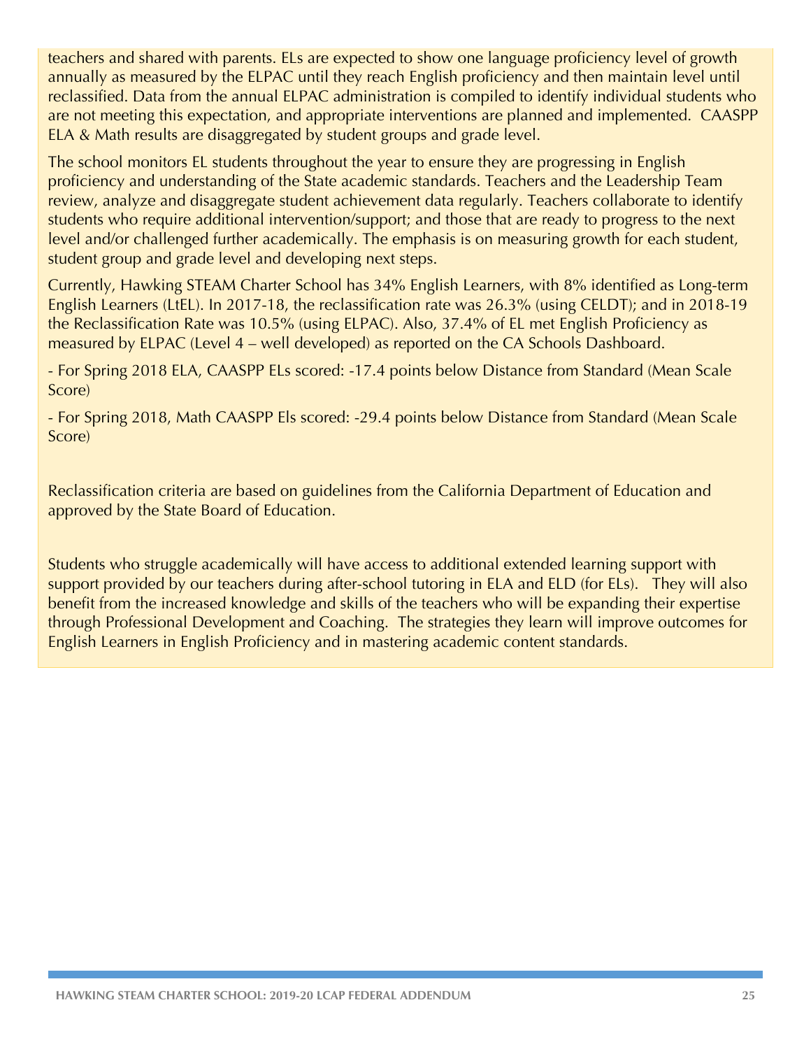teachers and shared with parents. ELs are expected to show one language proficiency level of growth annually as measured by the ELPAC until they reach English proficiency and then maintain level until reclassified. Data from the annual ELPAC administration is compiled to identify individual students who are not meeting this expectation, and appropriate interventions are planned and implemented. CAASPP ELA & Math results are disaggregated by student groups and grade level.

The school monitors EL students throughout the year to ensure they are progressing in English proficiency and understanding of the State academic standards. Teachers and the Leadership Team review, analyze and disaggregate student achievement data regularly. Teachers collaborate to identify students who require additional intervention/support; and those that are ready to progress to the next level and/or challenged further academically. The emphasis is on measuring growth for each student, student group and grade level and developing next steps.

Currently, Hawking STEAM Charter School has 34% English Learners, with 8% identified as Long-term English Learners (LtEL). In 2017-18, the reclassification rate was 26.3% (using CELDT); and in 2018-19 the Reclassification Rate was 10.5% (using ELPAC). Also, 37.4% of EL met English Proficiency as measured by ELPAC (Level 4 – well developed) as reported on the CA Schools Dashboard.

- For Spring 2018 ELA, CAASPP ELs scored: -17.4 points below Distance from Standard (Mean Scale Score)

- For Spring 2018, Math CAASPP Els scored: -29.4 points below Distance from Standard (Mean Scale Score)

Reclassification criteria are based on guidelines from the California Department of Education and approved by the State Board of Education.

Students who struggle academically will have access to additional extended learning support with support provided by our teachers during after-school tutoring in ELA and ELD (for ELs). They will also benefit from the increased knowledge and skills of the teachers who will be expanding their expertise through Professional Development and Coaching. The strategies they learn will improve outcomes for English Learners in English Proficiency and in mastering academic content standards.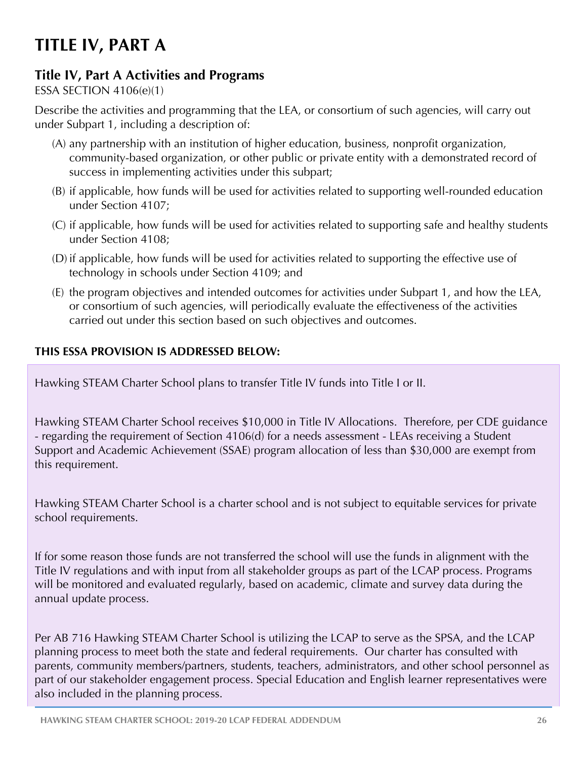# TITLE IV, PART A

## Title IV, Part A Activities and Programs

ESSA SECTION 4106(e)(1)

Describe the activities and programming that the LEA, or consortium of such agencies, will carry out under Subpart 1, including a description of:

(A) any partnership with an institution of higher education, business, nonprofit organization, community-based organization, or other public or private entity with a demonstrated record of success in implementing activities under this subpart;

(B) if applicable, how funds will be used for activities related to supporting well-rounded education under Section 4107;

(C) if applicable, how funds will be used for activities related to supporting safe and healthy students under Section 4108;

(D) if applicable, how funds will be used for activities related to supporting the effective use of technology in schools under Section 4109; and

(E) the program objectives and intended outcomes for activities under Subpart 1, and how the LEA, or consortium of such agencies, will periodically evaluate the effectiveness of the activities carried out under this section based on such objectives and outcomes.

**THIS ESSA PROVISION IS ADDRESSED BELOW:**

Hawking STEAM Charter School plans to transfer Title IV funds into Title I or II.

Hawking STEAM Charter School receives $10,000 in Title IV Allocations. Therefore, per CDE guidance - regarding the requirement of Section 4106(d) for a needs assessment - LEAs receiving a Student Support and Academic Achievement (SSAE) program allocation of less than $30,000 are exempt from this requirement.

Hawking STEAM Charter School is a charter school and is not subject to equitable services for private school requirements.

If for some reason those funds are not transferred the school will use the funds in alignment with the Title IV regulations and with input from all stakeholder groups as part of the LCAP process. Programs will be monitored and evaluated regularly, based on academic, climate and survey data during the annual update process.

Per AB 716 Hawking STEAM Charter School is utilizing the LCAP to serve as the SPSA, and the LCAP planning process to meet both the state and federal requirements. Our charter has consulted with parents, community members/partners, students, teachers, administrators, and other school personnel as part of our stakeholder engagement process. Special Education and English learner representatives were also included in the planning process.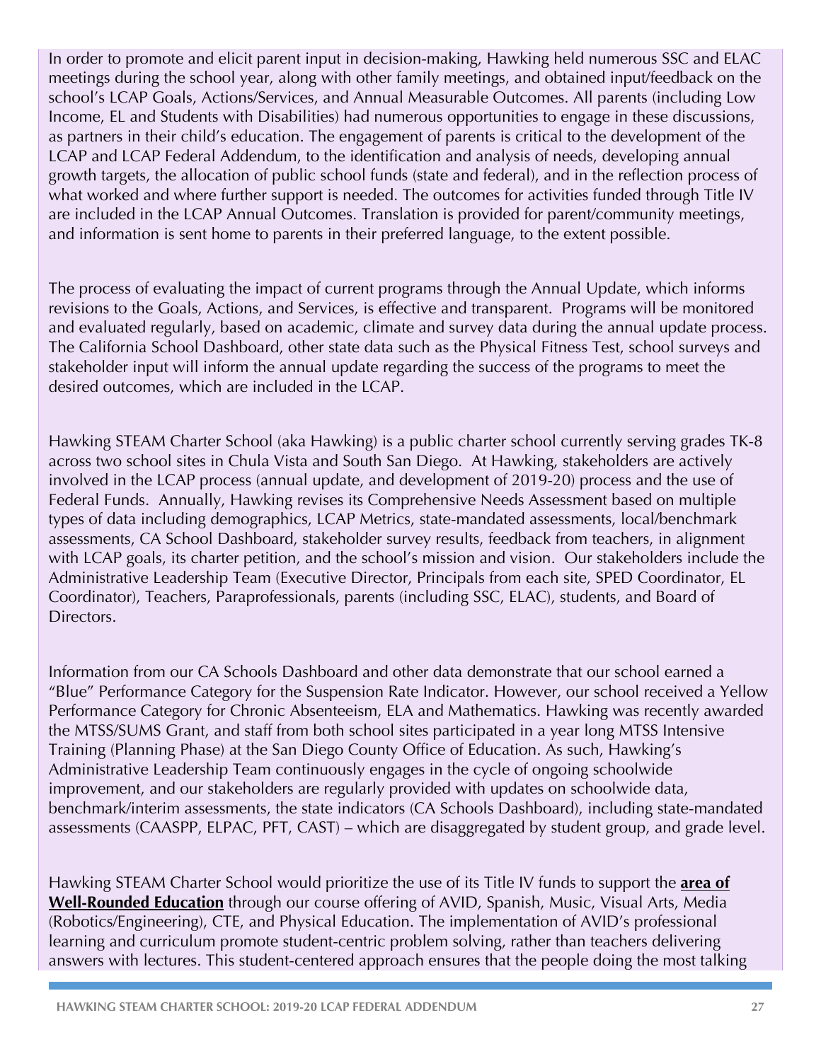In order to promote and elicit parent input in decision-making, Hawking held numerous SSC and ELAC meetings during the school year, along with other family meetings, and obtained input/feedback on the school's LCAP Goals, Actions/Services, and Annual Measurable Outcomes. All parents (including Low Income, EL and Students with Disabilities) had numerous opportunities to engage in these discussions, as partners in their child's education. The engagement of parents is critical to the development of the LCAP and LCAP Federal Addendum, to the identification and analysis of needs, developing annual growth targets, the allocation of public school funds (state and federal), and in the reflection process of what worked and where further support is needed. The outcomes for activities funded through Title IV are included in the LCAP Annual Outcomes. Translation is provided for parent/community meetings, and information is sent home to parents in their preferred language, to the extent possible.

The process of evaluating the impact of current programs through the Annual Update, which informs revisions to the Goals, Actions, and Services, is effective and transparent. Programs will be monitored and evaluated regularly, based on academic, climate and survey data during the annual update process. The California School Dashboard, other state data such as the Physical Fitness Test, school surveys and stakeholder input will inform the annual update regarding the success of the programs to meet the desired outcomes, which are included in the LCAP.

Hawking STEAM Charter School (aka Hawking) is a public charter school currently serving grades TK-8 across two school sites in Chula Vista and South San Diego. At Hawking, stakeholders are actively involved in the LCAP process (annual update, and development of 2019-20) process and the use of Federal Funds. Annually, Hawking revises its Comprehensive Needs Assessment based on multiple types of data including demographics, LCAP Metrics, state-mandated assessments, local/benchmark assessments, CA School Dashboard, stakeholder survey results, feedback from teachers, in alignment with LCAP goals, its charter petition, and the school's mission and vision. Our stakeholders include the Administrative Leadership Team (Executive Director, Principals from each site, SPED Coordinator, EL Coordinator), Teachers, Paraprofessionals, parents (including SSC, ELAC), students, and Board of Directors.

Information from our CA Schools Dashboard and other data demonstrate that our school earned a "Blue" Performance Category for the Suspension Rate Indicator. However, our school received a Yellow Performance Category for Chronic Absenteeism, ELA and Mathematics. Hawking was recently awarded the MTSS/SUMS Grant, and staff from both school sites participated in a year long MTSS Intensive Training (Planning Phase) at the San Diego County Office of Education. As such, Hawking's Administrative Leadership Team continuously engages in the cycle of ongoing schoolwide improvement, and our stakeholders are regularly provided with updates on schoolwide data, benchmark/interim assessments, the state indicators (CA Schools Dashboard), including state-mandated assessments (CAASPP, ELPAC, PFT, CAST) – which are disaggregated by student group, and grade level.

Hawking STEAM Charter School would prioritize the use of its Title IV funds to support the **area of Well-Rounded Education** through our course offering of AVID, Spanish, Music, Visual Arts, Media (Robotics/Engineering), CTE, and Physical Education. The implementation of AVID's professional learning and curriculum promote student-centric problem solving, rather than teachers delivering answers with lectures. This student-centered approach ensures that the people doing the most talking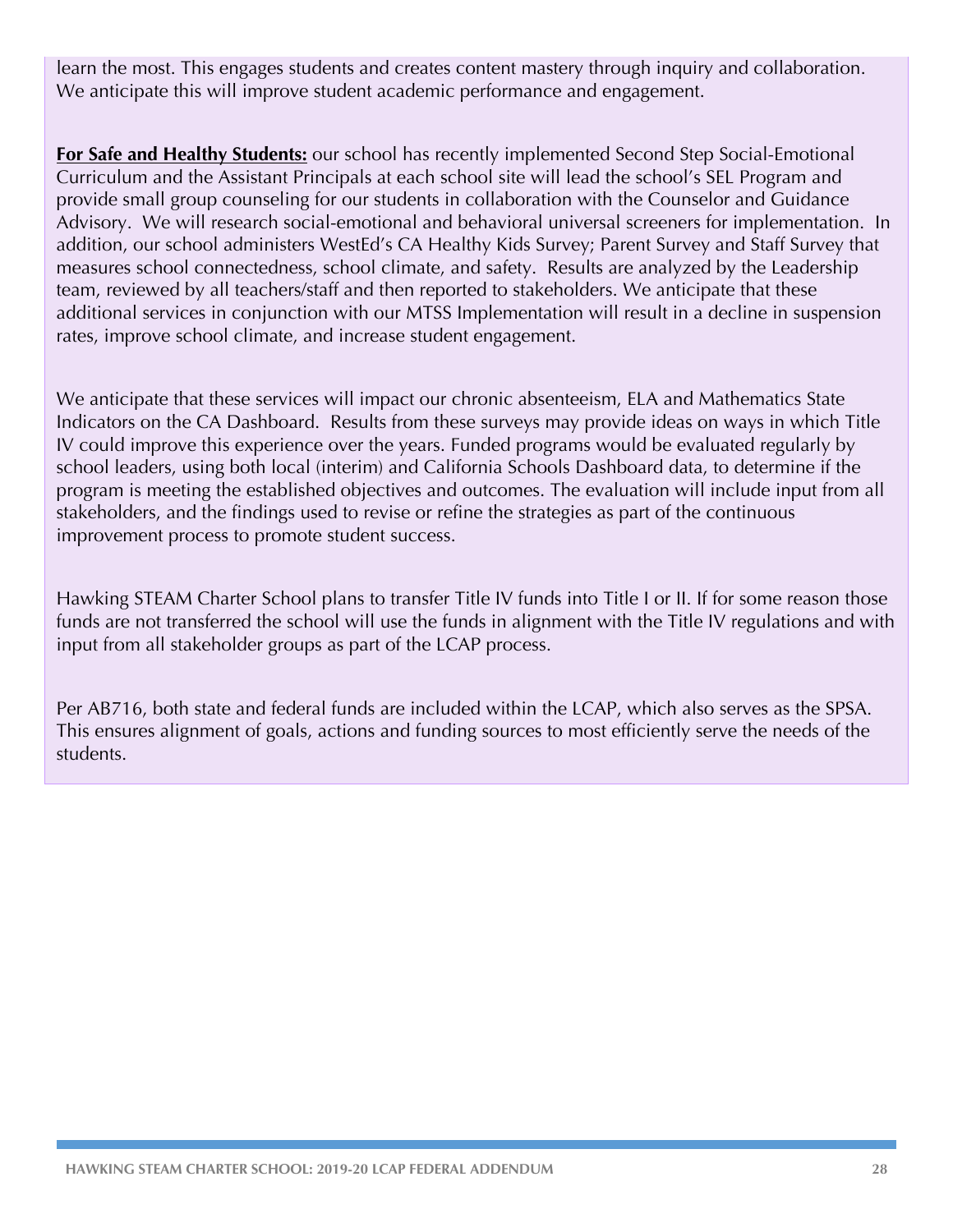learn the most. This engages students and creates content mastery through inquiry and collaboration. We anticipate this will improve student academic performance and engagement.

**For Safe and Healthy Students:** our school has recently implemented Second Step Social-Emotional Curriculum and the Assistant Principals at each school site will lead the school's SEL Program and provide small group counseling for our students in collaboration with the Counselor and Guidance Advisory. We will research social-emotional and behavioral universal screeners for implementation. In addition, our school administers WestEd's CA Healthy Kids Survey; Parent Survey and Staff Survey that measures school connectedness, school climate, and safety. Results are analyzed by the Leadership team, reviewed by all teachers/staff and then reported to stakeholders. We anticipate that these additional services in conjunction with our MTSS Implementation will result in a decline in suspension rates, improve school climate, and increase student engagement.

We anticipate that these services will impact our chronic absenteeism, ELA and Mathematics State Indicators on the CA Dashboard. Results from these surveys may provide ideas on ways in which Title IV could improve this experience over the years. Funded programs would be evaluated regularly by school leaders, using both local (interim) and California Schools Dashboard data, to determine if the program is meeting the established objectives and outcomes. The evaluation will include input from all stakeholders, and the findings used to revise or refine the strategies as part of the continuous improvement process to promote student success.

Hawking STEAM Charter School plans to transfer Title IV funds into Title I or II. If for some reason those funds are not transferred the school will use the funds in alignment with the Title IV regulations and with input from all stakeholder groups as part of the LCAP process.

Per AB716, both state and federal funds are included within the LCAP, which also serves as the SPSA. This ensures alignment of goals, actions and funding sources to most efficiently serve the needs of the students.